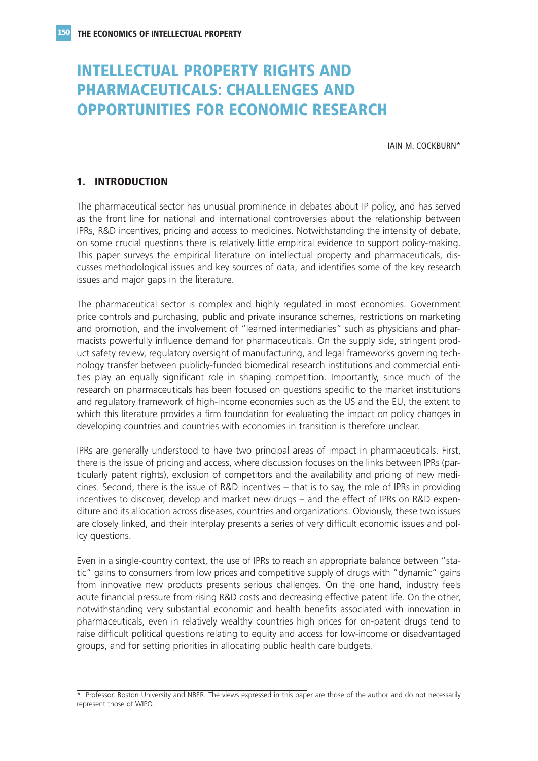# INTELLECTUAL PROPERTY RIGHTS AND PHARMACEUTICALS: CHALLENGES AND OPPORTUNITIES FOR ECONOMIC RESEARCH

IAIN M. COCKBURN*

## 1. INTRODUCTION

The pharmaceutical sector has unusual prominence in debates about IP policy, and has served as the front line for national and international controversies about the relationship between IPRs, R&D incentives, pricing and access to medicines. Notwithstanding the intensity of debate, on some crucial questions there is relatively little empirical evidence to support policy-making. This paper surveys the empirical literature on intellectual property and pharmaceuticals, discusses methodological issues and key sources of data, and identifies some of the key research issues and major gaps in the literature.

The pharmaceutical sector is complex and highly regulated in most economies. Government price controls and purchasing, public and private insurance schemes, restrictions on marketing and promotion, and the involvement of "learned intermediaries" such as physicians and pharmacists powerfully influence demand for pharmaceuticals. On the supply side, stringent product safety review, regulatory oversight of manufacturing, and legal frameworks governing technology transfer between publicly-funded biomedical research institutions and commercial entities play an equally significant role in shaping competition. Importantly, since much of the research on pharmaceuticals has been focused on questions specific to the market institutions and regulatory framework of high-income economies such as the US and the EU, the extent to which this literature provides a firm foundation for evaluating the impact on policy changes in developing countries and countries with economies in transition is therefore unclear.

IPRs are generally understood to have two principal areas of impact in pharmaceuticals. First, there is the issue of pricing and access, where discussion focuses on the links between IPRs (particularly patent rights), exclusion of competitors and the availability and pricing of new medicines. Second, there is the issue of R&D incentives – that is to say, the role of IPRs in providing incentives to discover, develop and market new drugs – and the effect of IPRs on R&D expenditure and its allocation across diseases, countries and organizations. Obviously, these two issues are closely linked, and their interplay presents a series of very difficult economic issues and policy questions.

Even in a single-country context, the use of IPRs to reach an appropriate balance between "static" gains to consumers from low prices and competitive supply of drugs with "dynamic" gains from innovative new products presents serious challenges. On the one hand, industry feels acute financial pressure from rising R&D costs and decreasing effective patent life. On the other, notwithstanding very substantial economic and health benefits associated with innovation in pharmaceuticals, even in relatively wealthy countries high prices for on-patent drugs tend to raise difficult political questions relating to equity and access for low-income or disadvantaged groups, and for setting priorities in allocating public health care budgets.

---

\* Professor, Boston University and NBER. The views expressed in this paper are those of the author and do not necessarily represent those of WIPO.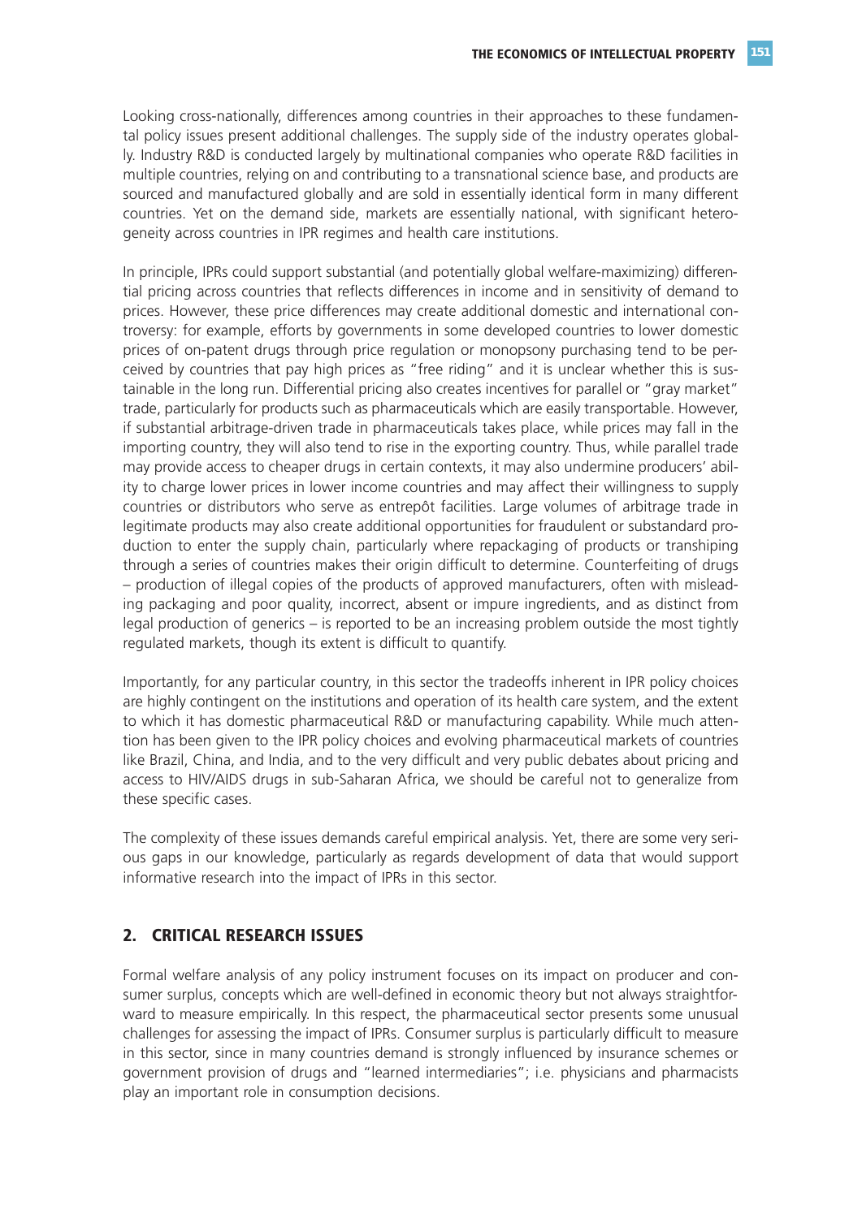Looking cross-nationally, differences among countries in their approaches to these fundamental policy issues present additional challenges. The supply side of the industry operates globally. Industry R&D is conducted largely by multinational companies who operate R&D facilities in multiple countries, relying on and contributing to a transnational science base, and products are sourced and manufactured globally and are sold in essentially identical form in many different countries. Yet on the demand side, markets are essentially national, with significant heterogeneity across countries in IPR regimes and health care institutions.

In principle, IPRs could support substantial (and potentially global welfare-maximizing) differential pricing across countries that reflects differences in income and in sensitivity of demand to prices. However, these price differences may create additional domestic and international controversy: for example, efforts by governments in some developed countries to lower domestic prices of on-patent drugs through price regulation or monopsony purchasing tend to be perceived by countries that pay high prices as "free riding" and it is unclear whether this is sustainable in the long run. Differential pricing also creates incentives for parallel or "gray market" trade, particularly for products such as pharmaceuticals which are easily transportable. However, if substantial arbitrage-driven trade in pharmaceuticals takes place, while prices may fall in the importing country, they will also tend to rise in the exporting country. Thus, while parallel trade may provide access to cheaper drugs in certain contexts, it may also undermine producers' ability to charge lower prices in lower income countries and may affect their willingness to supply countries or distributors who serve as entrepôt facilities. Large volumes of arbitrage trade in legitimate products may also create additional opportunities for fraudulent or substandard production to enter the supply chain, particularly where repackaging of products or transhiping through a series of countries makes their origin difficult to determine. Counterfeiting of drugs – production of illegal copies of the products of approved manufacturers, often with misleading packaging and poor quality, incorrect, absent or impure ingredients, and as distinct from legal production of generics – is reported to be an increasing problem outside the most tightly regulated markets, though its extent is difficult to quantify.

Importantly, for any particular country, in this sector the tradeoffs inherent in IPR policy choices are highly contingent on the institutions and operation of its health care system, and the extent to which it has domestic pharmaceutical R&D or manufacturing capability. While much attention has been given to the IPR policy choices and evolving pharmaceutical markets of countries like Brazil, China, and India, and to the very difficult and very public debates about pricing and access to HIV/AIDS drugs in sub-Saharan Africa, we should be careful not to generalize from these specific cases.

The complexity of these issues demands careful empirical analysis. Yet, there are some very serious gaps in our knowledge, particularly as regards development of data that would support informative research into the impact of IPRs in this sector.

## 2. CRITICAL RESEARCH ISSUES

Formal welfare analysis of any policy instrument focuses on its impact on producer and consumer surplus, concepts which are well-defined in economic theory but not always straightforward to measure empirically. In this respect, the pharmaceutical sector presents some unusual challenges for assessing the impact of IPRs. Consumer surplus is particularly difficult to measure in this sector, since in many countries demand is strongly influenced by insurance schemes or government provision of drugs and "learned intermediaries"; i.e. physicians and pharmacists play an important role in consumption decisions.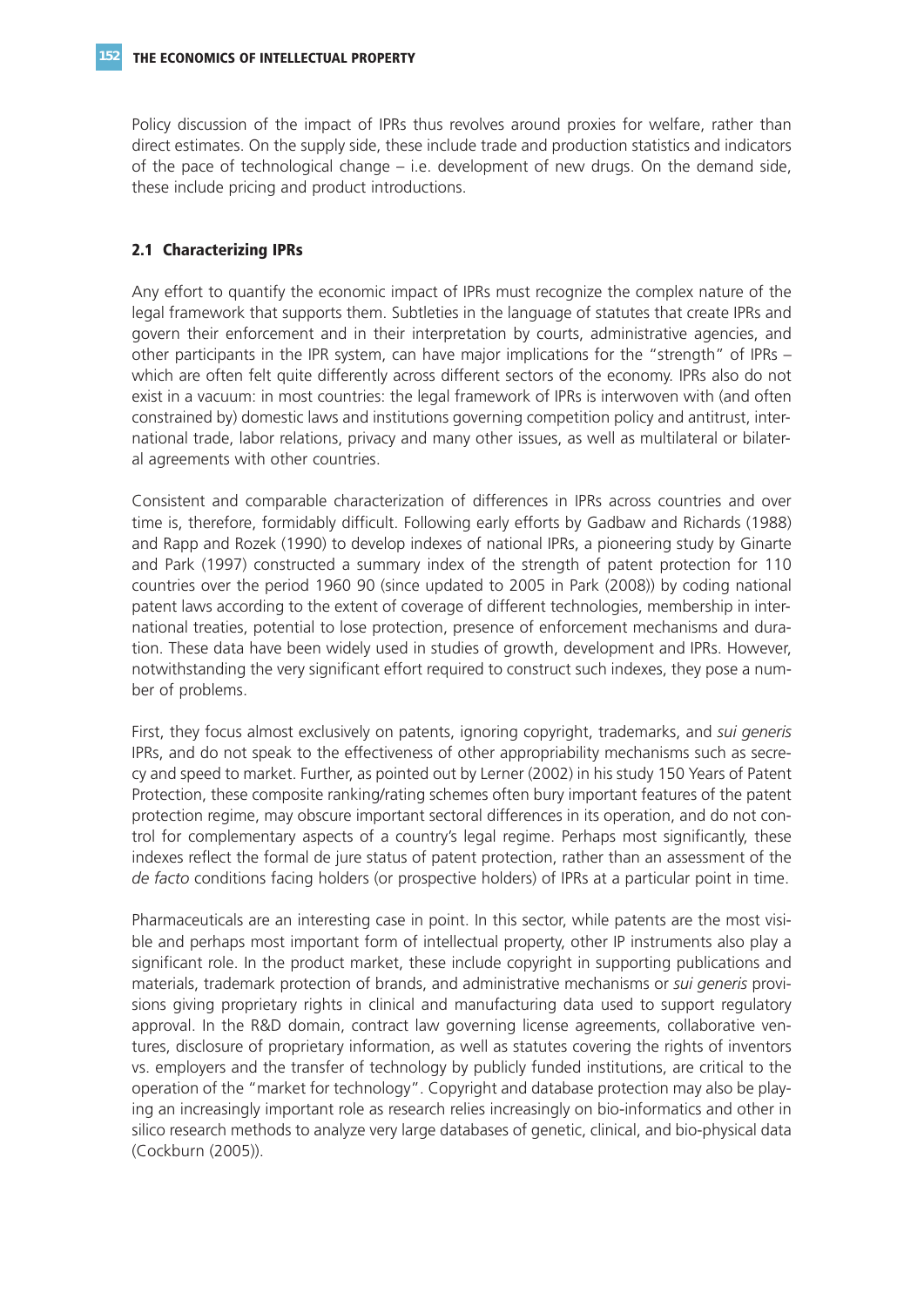Policy discussion of the impact of IPRs thus revolves around proxies for welfare, rather than direct estimates. On the supply side, these include trade and production statistics and indicators of the pace of technological change – i.e. development of new drugs. On the demand side, these include pricing and product introductions.

### 2.1 Characterizing IPRs

Any effort to quantify the economic impact of IPRs must recognize the complex nature of the legal framework that supports them. Subtleties in the language of statutes that create IPRs and govern their enforcement and in their interpretation by courts, administrative agencies, and other participants in the IPR system, can have major implications for the "strength" of IPRs – which are often felt quite differently across different sectors of the economy. IPRs also do not exist in a vacuum: in most countries: the legal framework of IPRs is interwoven with (and often constrained by) domestic laws and institutions governing competition policy and antitrust, international trade, labor relations, privacy and many other issues, as well as multilateral or bilateral agreements with other countries.

Consistent and comparable characterization of differences in IPRs across countries and over time is, therefore, formidably difficult. Following early efforts by Gadbaw and Richards (1988) and Rapp and Rozek (1990) to develop indexes of national IPRs, a pioneering study by Ginarte and Park (1997) constructed a summary index of the strength of patent protection for 110 countries over the period 1960 90 (since updated to 2005 in Park (2008)) by coding national patent laws according to the extent of coverage of different technologies, membership in international treaties, potential to lose protection, presence of enforcement mechanisms and duration. These data have been widely used in studies of growth, development and IPRs. However, notwithstanding the very significant effort required to construct such indexes, they pose a number of problems.

First, they focus almost exclusively on patents, ignoring copyright, trademarks, and *sui generis* IPRs, and do not speak to the effectiveness of other appropriability mechanisms such as secrecy and speed to market. Further, as pointed out by Lerner (2002) in his study 150 Years of Patent Protection, these composite ranking/rating schemes often bury important features of the patent protection regime, may obscure important sectoral differences in its operation, and do not control for complementary aspects of a country's legal regime. Perhaps most significantly, these indexes reflect the formal de jure status of patent protection, rather than an assessment of the *de facto* conditions facing holders (or prospective holders) of IPRs at a particular point in time.

Pharmaceuticals are an interesting case in point. In this sector, while patents are the most visible and perhaps most important form of intellectual property, other IP instruments also play a significant role. In the product market, these include copyright in supporting publications and materials, trademark protection of brands, and administrative mechanisms or *sui generis* provisions giving proprietary rights in clinical and manufacturing data used to support regulatory approval. In the R&D domain, contract law governing license agreements, collaborative ventures, disclosure of proprietary information, as well as statutes covering the rights of inventors vs. employers and the transfer of technology by publicly funded institutions, are critical to the operation of the "market for technology". Copyright and database protection may also be playing an increasingly important role as research relies increasingly on bio-informatics and other in silico research methods to analyze very large databases of genetic, clinical, and bio-physical data (Cockburn (2005)).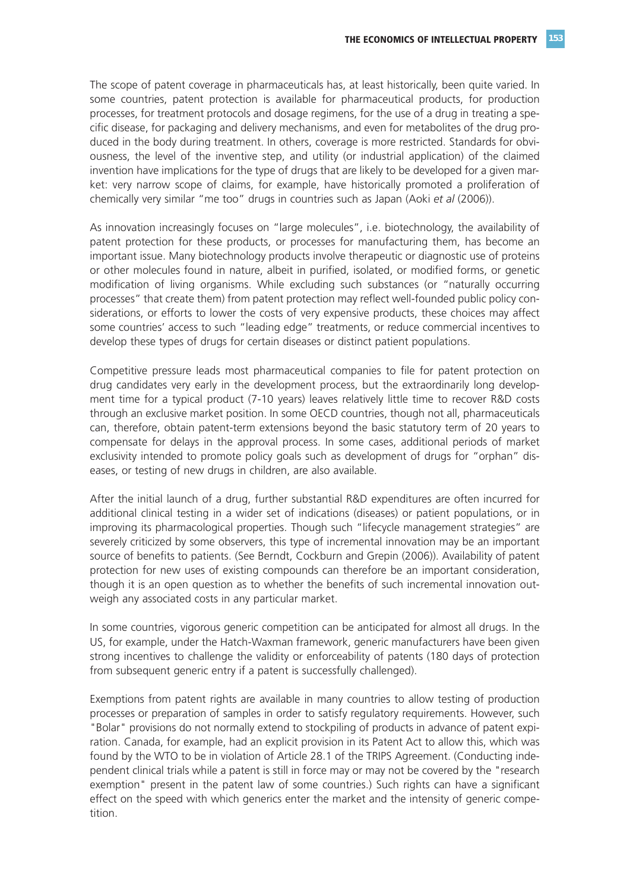The scope of patent coverage in pharmaceuticals has, at least historically, been quite varied. In some countries, patent protection is available for pharmaceutical products, for production processes, for treatment protocols and dosage regimens, for the use of a drug in treating a specific disease, for packaging and delivery mechanisms, and even for metabolites of the drug produced in the body during treatment. In others, coverage is more restricted. Standards for obviousness, the level of the inventive step, and utility (or industrial application) of the claimed invention have implications for the type of drugs that are likely to be developed for a given market: very narrow scope of claims, for example, have historically promoted a proliferation of chemically very similar "me too" drugs in countries such as Japan (Aoki *et al* (2006)).

As innovation increasingly focuses on "large molecules", i.e. biotechnology, the availability of patent protection for these products, or processes for manufacturing them, has become an important issue. Many biotechnology products involve therapeutic or diagnostic use of proteins or other molecules found in nature, albeit in purified, isolated, or modified forms, or genetic modification of living organisms. While excluding such substances (or "naturally occurring processes" that create them) from patent protection may reflect well-founded public policy considerations, or efforts to lower the costs of very expensive products, these choices may affect some countries' access to such "leading edge" treatments, or reduce commercial incentives to develop these types of drugs for certain diseases or distinct patient populations.

Competitive pressure leads most pharmaceutical companies to file for patent protection on drug candidates very early in the development process, but the extraordinarily long development time for a typical product (7-10 years) leaves relatively little time to recover R&D costs through an exclusive market position. In some OECD countries, though not all, pharmaceuticals can, therefore, obtain patent-term extensions beyond the basic statutory term of 20 years to compensate for delays in the approval process. In some cases, additional periods of market exclusivity intended to promote policy goals such as development of drugs for "orphan" diseases, or testing of new drugs in children, are also available.

After the initial launch of a drug, further substantial R&D expenditures are often incurred for additional clinical testing in a wider set of indications (diseases) or patient populations, or in improving its pharmacological properties. Though such "lifecycle management strategies" are severely criticized by some observers, this type of incremental innovation may be an important source of benefits to patients. (See Berndt, Cockburn and Grepin (2006)). Availability of patent protection for new uses of existing compounds can therefore be an important consideration, though it is an open question as to whether the benefits of such incremental innovation outweigh any associated costs in any particular market.

In some countries, vigorous generic competition can be anticipated for almost all drugs. In the US, for example, under the Hatch-Waxman framework, generic manufacturers have been given strong incentives to challenge the validity or enforceability of patents (180 days of protection from subsequent generic entry if a patent is successfully challenged).

Exemptions from patent rights are available in many countries to allow testing of production processes or preparation of samples in order to satisfy regulatory requirements. However, such "Bolar" provisions do not normally extend to stockpiling of products in advance of patent expiration. Canada, for example, had an explicit provision in its Patent Act to allow this, which was found by the WTO to be in violation of Article 28.1 of the TRIPS Agreement. (Conducting independent clinical trials while a patent is still in force may or may not be covered by the "research exemption" present in the patent law of some countries.) Such rights can have a significant effect on the speed with which generics enter the market and the intensity of generic competition.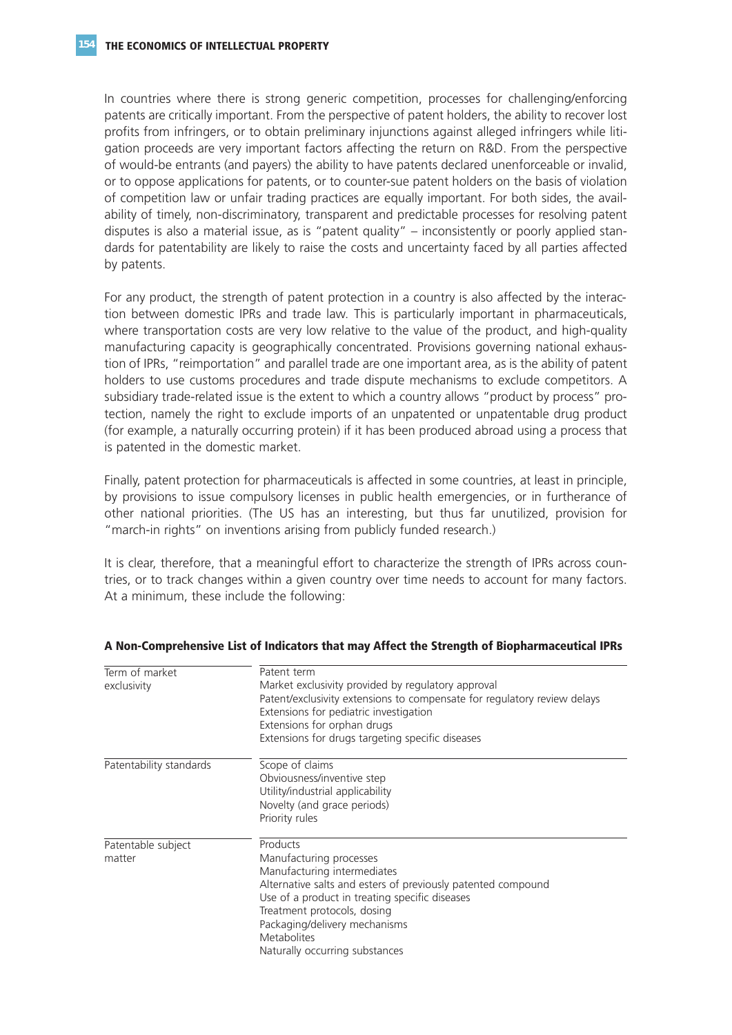In countries where there is strong generic competition, processes for challenging/enforcing patents are critically important. From the perspective of patent holders, the ability to recover lost profits from infringers, or to obtain preliminary injunctions against alleged infringers while litigation proceeds are very important factors affecting the return on R&D. From the perspective of would-be entrants (and payers) the ability to have patents declared unenforceable or invalid, or to oppose applications for patents, or to counter-sue patent holders on the basis of violation of competition law or unfair trading practices are equally important. For both sides, the availability of timely, non-discriminatory, transparent and predictable processes for resolving patent disputes is also a material issue, as is "patent quality" – inconsistently or poorly applied standards for patentability are likely to raise the costs and uncertainty faced by all parties affected by patents.

For any product, the strength of patent protection in a country is also affected by the interaction between domestic IPRs and trade law. This is particularly important in pharmaceuticals, where transportation costs are very low relative to the value of the product, and high-quality manufacturing capacity is geographically concentrated. Provisions governing national exhaustion of IPRs, "reimportation" and parallel trade are one important area, as is the ability of patent holders to use customs procedures and trade dispute mechanisms to exclude competitors. A subsidiary trade-related issue is the extent to which a country allows "product by process" protection, namely the right to exclude imports of an unpatented or unpatentable drug product (for example, a naturally occurring protein) if it has been produced abroad using a process that is patented in the domestic market.

Finally, patent protection for pharmaceuticals is affected in some countries, at least in principle, by provisions to issue compulsory licenses in public health emergencies, or in furtherance of other national priorities. (The US has an interesting, but thus far unutilized, provision for "march-in rights" on inventions arising from publicly funded research.)

It is clear, therefore, that a meaningful effort to characterize the strength of IPRs across countries, or to track changes within a given country over time needs to account for many factors. At a minimum, these include the following:

**A Non-Comprehensive List of Indicators that may Affect the Strength of Biopharmaceutical IPRs**

| | |
|---|---|
| Term of market exclusivity | Patent term<br>Market exclusivity provided by regulatory approval<br>Patent/exclusivity extensions to compensate for regulatory review delays<br>Extensions for pediatric investigation<br>Extensions for orphan drugs<br>Extensions for drugs targeting specific diseases |
| Patentability standards | Scope of claims<br>Obviousness/inventive step<br>Utility/industrial applicability<br>Novelty (and grace periods)<br>Priority rules |
| Patentable subject matter | Products<br>Manufacturing processes<br>Manufacturing intermediates<br>Alternative salts and esters of previously patented compound<br>Use of a product in treating specific diseases<br>Treatment protocols, dosing<br>Packaging/delivery mechanisms<br>Metabolites<br>Naturally occurring substances |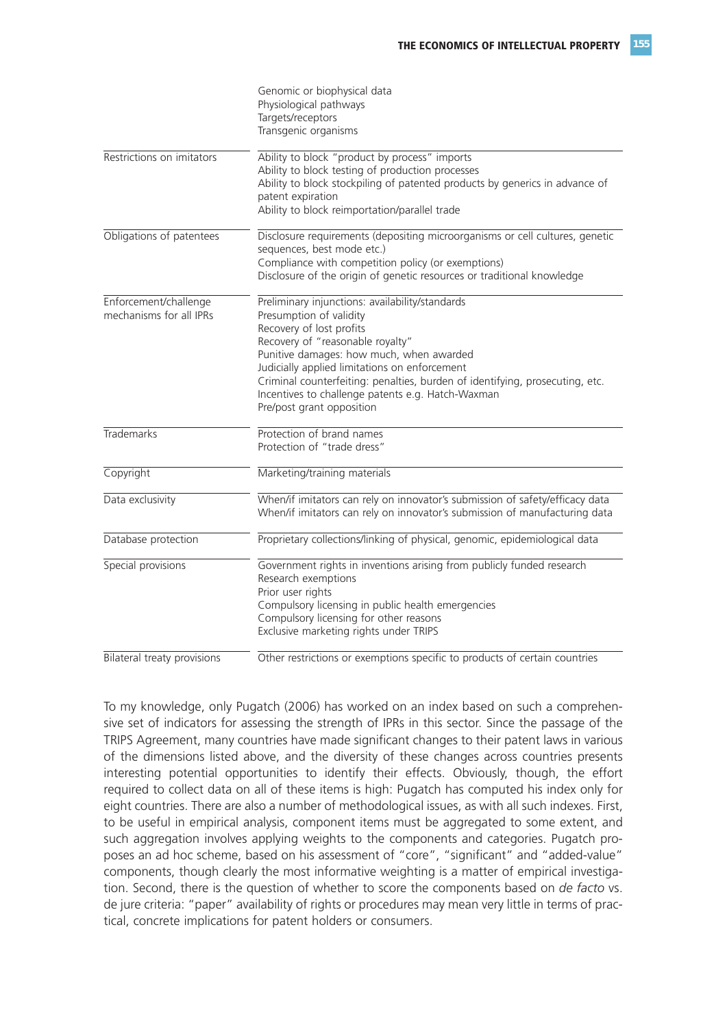| | |
|---|---|
| | Genomic or biophysical data<br>Physiological pathways<br>Targets/receptors<br>Transgenic organisms |
| Restrictions on imitators | Ability to block "product by process" imports<br>Ability to block testing of production processes<br>Ability to block stockpiling of patented products by generics in advance of patent expiration<br>Ability to block reimportation/parallel trade |
| Obligations of patentees | Disclosure requirements (depositing microorganisms or cell cultures, genetic sequences, best mode etc.)<br>Compliance with competition policy (or exemptions)<br>Disclosure of the origin of genetic resources or traditional knowledge |
| Enforcement/challenge mechanisms for all IPRs | Preliminary injunctions: availability/standards<br>Presumption of validity<br>Recovery of lost profits<br>Recovery of "reasonable royalty"<br>Punitive damages: how much, when awarded<br>Judicially applied limitations on enforcement<br>Criminal counterfeiting: penalties, burden of identifying, prosecuting, etc.<br>Incentives to challenge patents e.g. Hatch-Waxman<br>Pre/post grant opposition |
| Trademarks | Protection of brand names<br>Protection of "trade dress" |
| Copyright | Marketing/training materials |
| Data exclusivity | When/if imitators can rely on innovator's submission of safety/efficacy data<br>When/if imitators can rely on innovator's submission of manufacturing data |
| Database protection | Proprietary collections/linking of physical, genomic, epidemiological data |
| Special provisions | Government rights in inventions arising from publicly funded research<br>Research exemptions<br>Prior user rights<br>Compulsory licensing in public health emergencies<br>Compulsory licensing for other reasons<br>Exclusive marketing rights under TRIPS |
| Bilateral treaty provisions | Other restrictions or exemptions specific to products of certain countries |

To my knowledge, only Pugatch (2006) has worked on an index based on such a comprehensive set of indicators for assessing the strength of IPRs in this sector. Since the passage of the TRIPS Agreement, many countries have made significant changes to their patent laws in various of the dimensions listed above, and the diversity of these changes across countries presents interesting potential opportunities to identify their effects. Obviously, though, the effort required to collect data on all of these items is high: Pugatch has computed his index only for eight countries. There are also a number of methodological issues, as with all such indexes. First, to be useful in empirical analysis, component items must be aggregated to some extent, and such aggregation involves applying weights to the components and categories. Pugatch proposes an ad hoc scheme, based on his assessment of "core", "significant" and "added-value" components, though clearly the most informative weighting is a matter of empirical investigation. Second, there is the question of whether to score the components based on *de facto* vs. de jure criteria: "paper" availability of rights or procedures may mean very little in terms of practical, concrete implications for patent holders or consumers.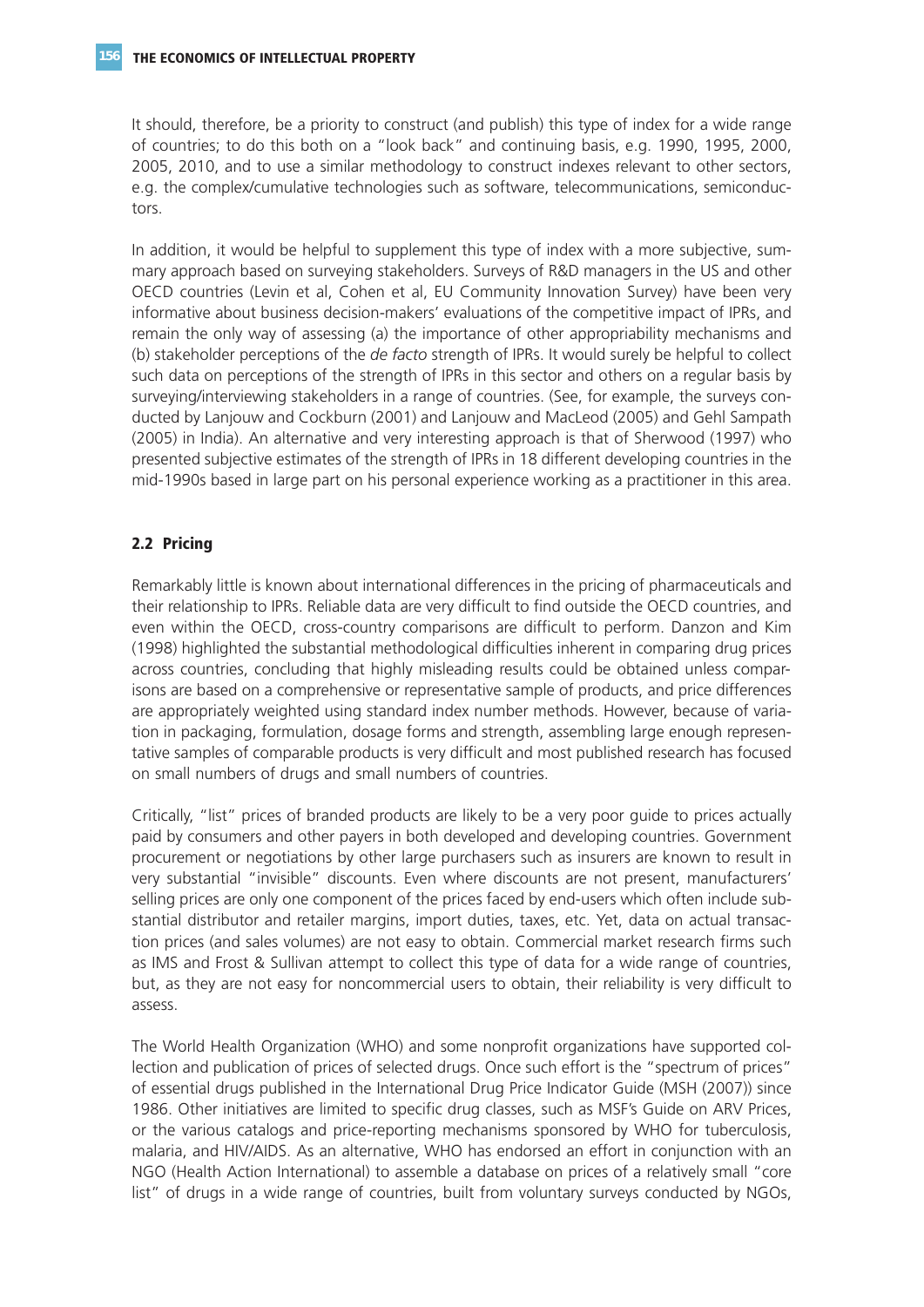It should, therefore, be a priority to construct (and publish) this type of index for a wide range of countries; to do this both on a "look back" and continuing basis, e.g. 1990, 1995, 2000, 2005, 2010, and to use a similar methodology to construct indexes relevant to other sectors, e.g. the complex/cumulative technologies such as software, telecommunications, semiconductors.

In addition, it would be helpful to supplement this type of index with a more subjective, summary approach based on surveying stakeholders. Surveys of R&D managers in the US and other OECD countries (Levin et al, Cohen et al, EU Community Innovation Survey) have been very informative about business decision-makers' evaluations of the competitive impact of IPRs, and remain the only way of assessing (a) the importance of other appropriability mechanisms and (b) stakeholder perceptions of the *de facto* strength of IPRs. It would surely be helpful to collect such data on perceptions of the strength of IPRs in this sector and others on a regular basis by surveying/interviewing stakeholders in a range of countries. (See, for example, the surveys conducted by Lanjouw and Cockburn (2001) and Lanjouw and MacLeod (2005) and Gehl Sampath (2005) in India). An alternative and very interesting approach is that of Sherwood (1997) who presented subjective estimates of the strength of IPRs in 18 different developing countries in the mid-1990s based in large part on his personal experience working as a practitioner in this area.

### 2.2 Pricing

Remarkably little is known about international differences in the pricing of pharmaceuticals and their relationship to IPRs. Reliable data are very difficult to find outside the OECD countries, and even within the OECD, cross-country comparisons are difficult to perform. Danzon and Kim (1998) highlighted the substantial methodological difficulties inherent in comparing drug prices across countries, concluding that highly misleading results could be obtained unless comparisons are based on a comprehensive or representative sample of products, and price differences are appropriately weighted using standard index number methods. However, because of variation in packaging, formulation, dosage forms and strength, assembling large enough representative samples of comparable products is very difficult and most published research has focused on small numbers of drugs and small numbers of countries.

Critically, "list" prices of branded products are likely to be a very poor guide to prices actually paid by consumers and other payers in both developed and developing countries. Government procurement or negotiations by other large purchasers such as insurers are known to result in very substantial "invisible" discounts. Even where discounts are not present, manufacturers' selling prices are only one component of the prices faced by end-users which often include substantial distributor and retailer margins, import duties, taxes, etc. Yet, data on actual transaction prices (and sales volumes) are not easy to obtain. Commercial market research firms such as IMS and Frost & Sullivan attempt to collect this type of data for a wide range of countries, but, as they are not easy for noncommercial users to obtain, their reliability is very difficult to assess.

The World Health Organization (WHO) and some nonprofit organizations have supported collection and publication of prices of selected drugs. Once such effort is the "spectrum of prices" of essential drugs published in the International Drug Price Indicator Guide (MSH (2007)) since 1986. Other initiatives are limited to specific drug classes, such as MSF's Guide on ARV Prices, or the various catalogs and price-reporting mechanisms sponsored by WHO for tuberculosis, malaria, and HIV/AIDS. As an alternative, WHO has endorsed an effort in conjunction with an NGO (Health Action International) to assemble a database on prices of a relatively small "core list" of drugs in a wide range of countries, built from voluntary surveys conducted by NGOs,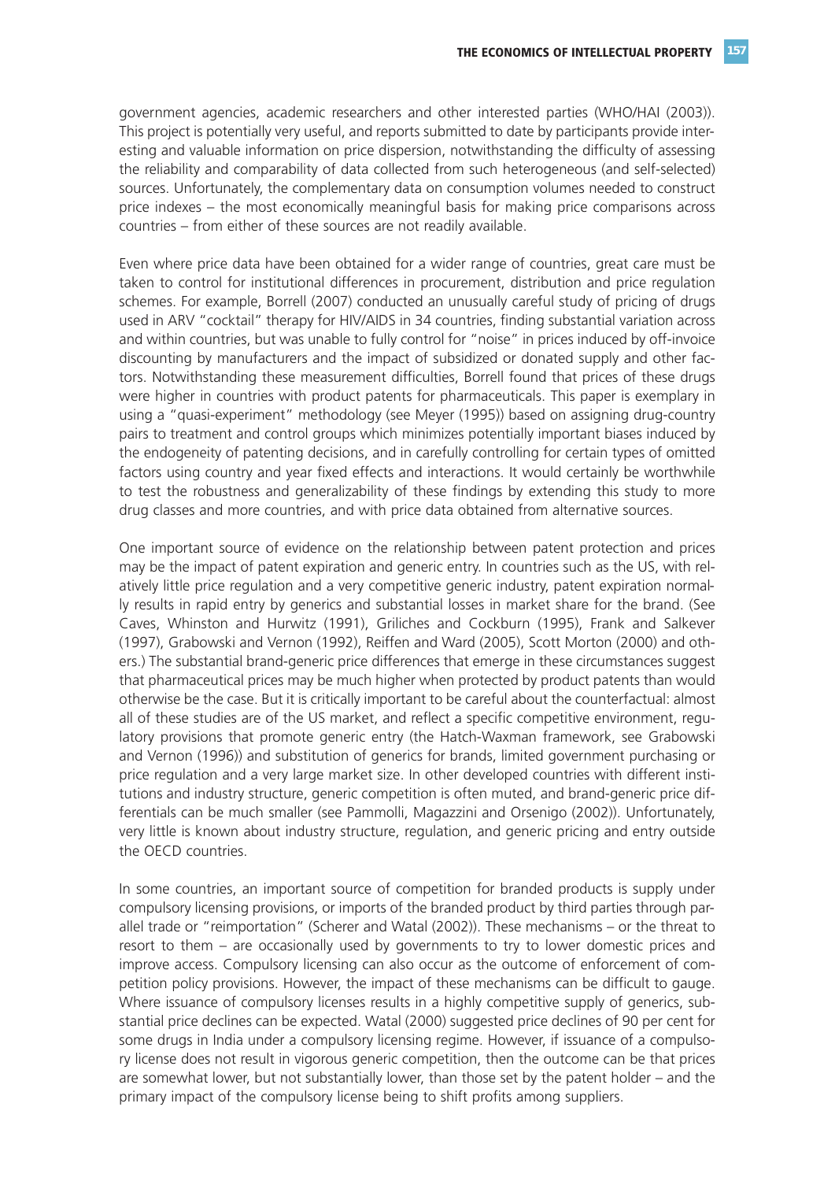government agencies, academic researchers and other interested parties (WHO/HAI (2003)). This project is potentially very useful, and reports submitted to date by participants provide interesting and valuable information on price dispersion, notwithstanding the difficulty of assessing the reliability and comparability of data collected from such heterogeneous (and self-selected) sources. Unfortunately, the complementary data on consumption volumes needed to construct price indexes – the most economically meaningful basis for making price comparisons across countries – from either of these sources are not readily available.

Even where price data have been obtained for a wider range of countries, great care must be taken to control for institutional differences in procurement, distribution and price regulation schemes. For example, Borrell (2007) conducted an unusually careful study of pricing of drugs used in ARV "cocktail" therapy for HIV/AIDS in 34 countries, finding substantial variation across and within countries, but was unable to fully control for "noise" in prices induced by off-invoice discounting by manufacturers and the impact of subsidized or donated supply and other factors. Notwithstanding these measurement difficulties, Borrell found that prices of these drugs were higher in countries with product patents for pharmaceuticals. This paper is exemplary in using a "quasi-experiment" methodology (see Meyer (1995)) based on assigning drug-country pairs to treatment and control groups which minimizes potentially important biases induced by the endogeneity of patenting decisions, and in carefully controlling for certain types of omitted factors using country and year fixed effects and interactions. It would certainly be worthwhile to test the robustness and generalizability of these findings by extending this study to more drug classes and more countries, and with price data obtained from alternative sources.

One important source of evidence on the relationship between patent protection and prices may be the impact of patent expiration and generic entry. In countries such as the US, with relatively little price regulation and a very competitive generic industry, patent expiration normally results in rapid entry by generics and substantial losses in market share for the brand. (See Caves, Whinston and Hurwitz (1991), Griliches and Cockburn (1995), Frank and Salkever (1997), Grabowski and Vernon (1992), Reiffen and Ward (2005), Scott Morton (2000) and others.) The substantial brand-generic price differences that emerge in these circumstances suggest that pharmaceutical prices may be much higher when protected by product patents than would otherwise be the case. But it is critically important to be careful about the counterfactual: almost all of these studies are of the US market, and reflect a specific competitive environment, regulatory provisions that promote generic entry (the Hatch-Waxman framework, see Grabowski and Vernon (1996)) and substitution of generics for brands, limited government purchasing or price regulation and a very large market size. In other developed countries with different institutions and industry structure, generic competition is often muted, and brand-generic price differentials can be much smaller (see Pammolli, Magazzini and Orsenigo (2002)). Unfortunately, very little is known about industry structure, regulation, and generic pricing and entry outside the OECD countries.

In some countries, an important source of competition for branded products is supply under compulsory licensing provisions, or imports of the branded product by third parties through parallel trade or "reimportation" (Scherer and Watal (2002)). These mechanisms – or the threat to resort to them – are occasionally used by governments to try to lower domestic prices and improve access. Compulsory licensing can also occur as the outcome of enforcement of competition policy provisions. However, the impact of these mechanisms can be difficult to gauge. Where issuance of compulsory licenses results in a highly competitive supply of generics, substantial price declines can be expected. Watal (2000) suggested price declines of 90 per cent for some drugs in India under a compulsory licensing regime. However, if issuance of a compulsory license does not result in vigorous generic competition, then the outcome can be that prices are somewhat lower, but not substantially lower, than those set by the patent holder – and the primary impact of the compulsory license being to shift profits among suppliers.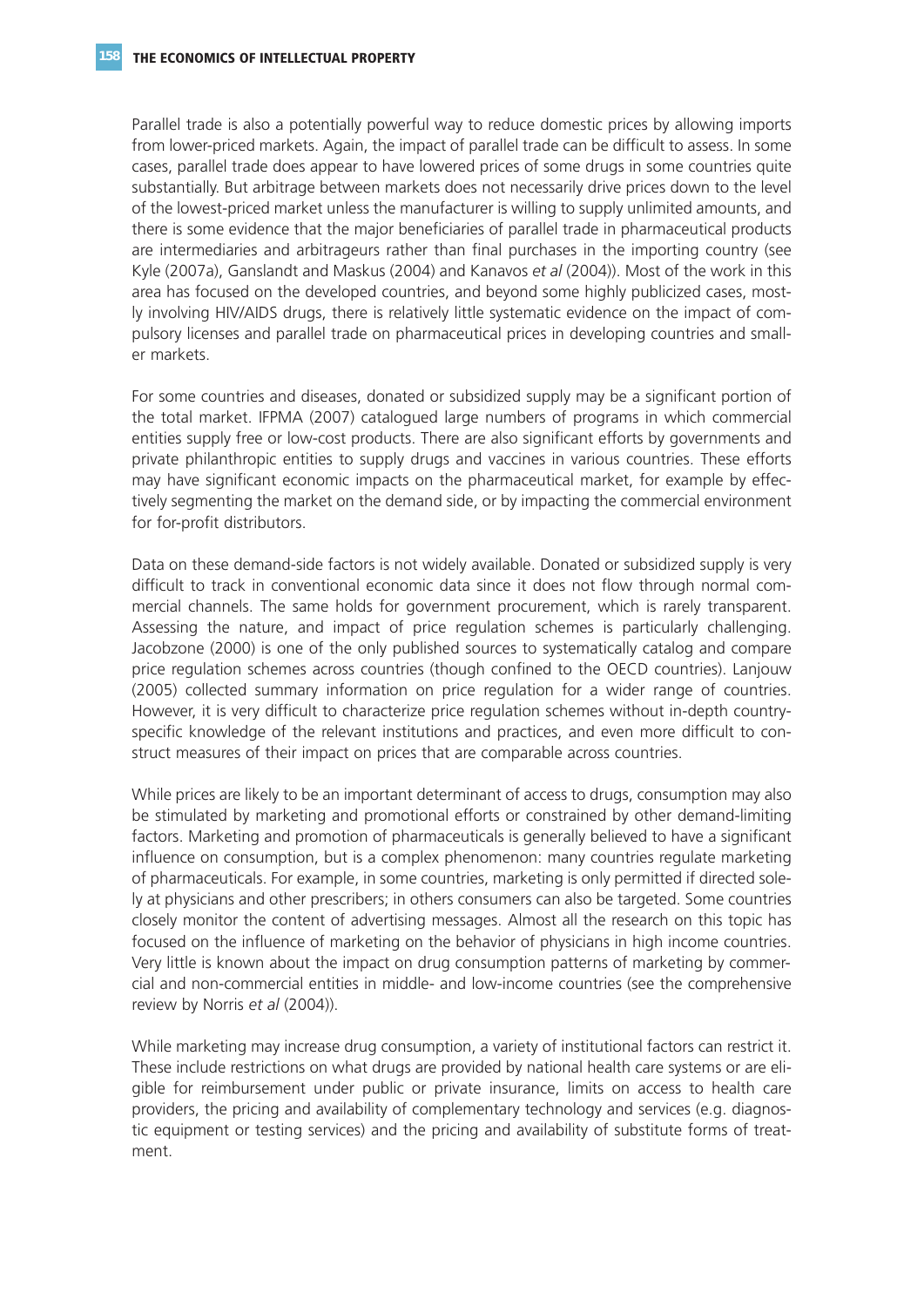Parallel trade is also a potentially powerful way to reduce domestic prices by allowing imports from lower-priced markets. Again, the impact of parallel trade can be difficult to assess. In some cases, parallel trade does appear to have lowered prices of some drugs in some countries quite substantially. But arbitrage between markets does not necessarily drive prices down to the level of the lowest-priced market unless the manufacturer is willing to supply unlimited amounts, and there is some evidence that the major beneficiaries of parallel trade in pharmaceutical products are intermediaries and arbitrageurs rather than final purchases in the importing country (see Kyle (2007a), Ganslandt and Maskus (2004) and Kanavos *et al* (2004)). Most of the work in this area has focused on the developed countries, and beyond some highly publicized cases, mostly involving HIV/AIDS drugs, there is relatively little systematic evidence on the impact of compulsory licenses and parallel trade on pharmaceutical prices in developing countries and smaller markets.

For some countries and diseases, donated or subsidized supply may be a significant portion of the total market. IFPMA (2007) catalogued large numbers of programs in which commercial entities supply free or low-cost products. There are also significant efforts by governments and private philanthropic entities to supply drugs and vaccines in various countries. These efforts may have significant economic impacts on the pharmaceutical market, for example by effectively segmenting the market on the demand side, or by impacting the commercial environment for for-profit distributors.

Data on these demand-side factors is not widely available. Donated or subsidized supply is very difficult to track in conventional economic data since it does not flow through normal commercial channels. The same holds for government procurement, which is rarely transparent. Assessing the nature, and impact of price regulation schemes is particularly challenging. Jacobzone (2000) is one of the only published sources to systematically catalog and compare price regulation schemes across countries (though confined to the OECD countries). Lanjouw (2005) collected summary information on price regulation for a wider range of countries. However, it is very difficult to characterize price regulation schemes without in-depth country-specific knowledge of the relevant institutions and practices, and even more difficult to construct measures of their impact on prices that are comparable across countries.

While prices are likely to be an important determinant of access to drugs, consumption may also be stimulated by marketing and promotional efforts or constrained by other demand-limiting factors. Marketing and promotion of pharmaceuticals is generally believed to have a significant influence on consumption, but is a complex phenomenon: many countries regulate marketing of pharmaceuticals. For example, in some countries, marketing is only permitted if directed solely at physicians and other prescribers; in others consumers can also be targeted. Some countries closely monitor the content of advertising messages. Almost all the research on this topic has focused on the influence of marketing on the behavior of physicians in high income countries. Very little is known about the impact on drug consumption patterns of marketing by commercial and non-commercial entities in middle- and low-income countries (see the comprehensive review by Norris *et al* (2004)).

While marketing may increase drug consumption, a variety of institutional factors can restrict it. These include restrictions on what drugs are provided by national health care systems or are eligible for reimbursement under public or private insurance, limits on access to health care providers, the pricing and availability of complementary technology and services (e.g. diagnostic equipment or testing services) and the pricing and availability of substitute forms of treatment.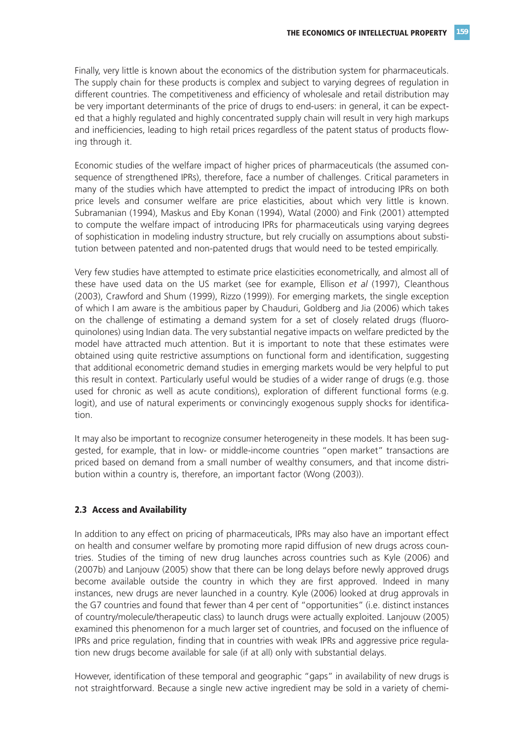Finally, very little is known about the economics of the distribution system for pharmaceuticals. The supply chain for these products is complex and subject to varying degrees of regulation in different countries. The competitiveness and efficiency of wholesale and retail distribution may be very important determinants of the price of drugs to end-users: in general, it can be expected that a highly regulated and highly concentrated supply chain will result in very high markups and inefficiencies, leading to high retail prices regardless of the patent status of products flowing through it.

Economic studies of the welfare impact of higher prices of pharmaceuticals (the assumed consequence of strengthened IPRs), therefore, face a number of challenges. Critical parameters in many of the studies which have attempted to predict the impact of introducing IPRs on both price levels and consumer welfare are price elasticities, about which very little is known. Subramanian (1994), Maskus and Eby Konan (1994), Watal (2000) and Fink (2001) attempted to compute the welfare impact of introducing IPRs for pharmaceuticals using varying degrees of sophistication in modeling industry structure, but rely crucially on assumptions about substitution between patented and non-patented drugs that would need to be tested empirically.

Very few studies have attempted to estimate price elasticities econometrically, and almost all of these have used data on the US market (see for example, Ellison *et al* (1997), Cleanthous (2003), Crawford and Shum (1999), Rizzo (1999)). For emerging markets, the single exception of which I am aware is the ambitious paper by Chauduri, Goldberg and Jia (2006) which takes on the challenge of estimating a demand system for a set of closely related drugs (fluoroquinolones) using Indian data. The very substantial negative impacts on welfare predicted by the model have attracted much attention. But it is important to note that these estimates were obtained using quite restrictive assumptions on functional form and identification, suggesting that additional econometric demand studies in emerging markets would be very helpful to put this result in context. Particularly useful would be studies of a wider range of drugs (e.g. those used for chronic as well as acute conditions), exploration of different functional forms (e.g. logit), and use of natural experiments or convincingly exogenous supply shocks for identification.

It may also be important to recognize consumer heterogeneity in these models. It has been suggested, for example, that in low- or middle-income countries "open market" transactions are priced based on demand from a small number of wealthy consumers, and that income distribution within a country is, therefore, an important factor (Wong (2003)).

### 2.3 Access and Availability

In addition to any effect on pricing of pharmaceuticals, IPRs may also have an important effect on health and consumer welfare by promoting more rapid diffusion of new drugs across countries. Studies of the timing of new drug launches across countries such as Kyle (2006) and (2007b) and Lanjouw (2005) show that there can be long delays before newly approved drugs become available outside the country in which they are first approved. Indeed in many instances, new drugs are never launched in a country. Kyle (2006) looked at drug approvals in the G7 countries and found that fewer than 4 per cent of "opportunities" (i.e. distinct instances of country/molecule/therapeutic class) to launch drugs were actually exploited. Lanjouw (2005) examined this phenomenon for a much larger set of countries, and focused on the influence of IPRs and price regulation, finding that in countries with weak IPRs and aggressive price regulation new drugs become available for sale (if at all) only with substantial delays.

However, identification of these temporal and geographic "gaps" in availability of new drugs is not straightforward. Because a single new active ingredient may be sold in a variety of chemi-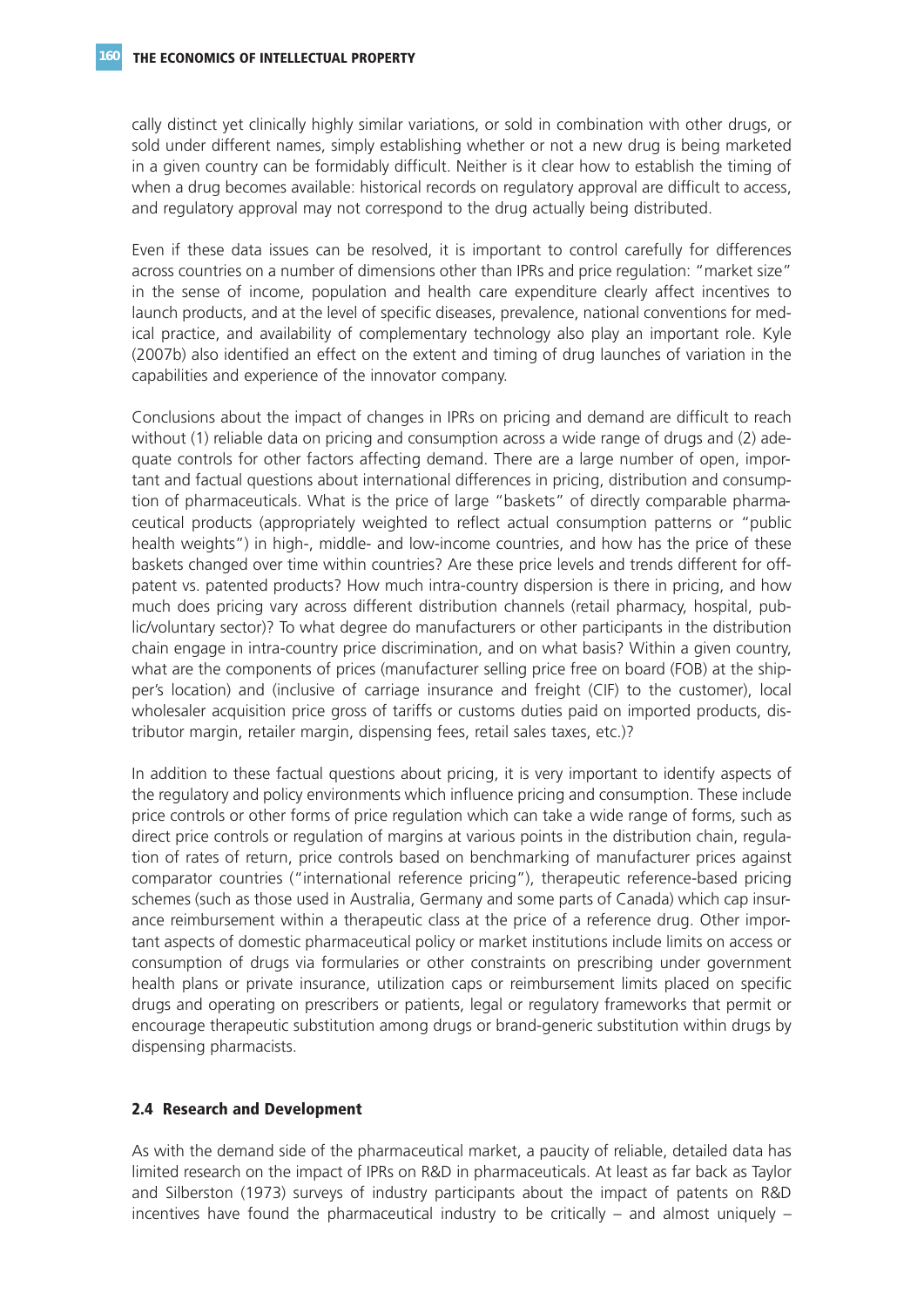cally distinct yet clinically highly similar variations, or sold in combination with other drugs, or sold under different names, simply establishing whether or not a new drug is being marketed in a given country can be formidably difficult. Neither is it clear how to establish the timing of when a drug becomes available: historical records on regulatory approval are difficult to access, and regulatory approval may not correspond to the drug actually being distributed.

Even if these data issues can be resolved, it is important to control carefully for differences across countries on a number of dimensions other than IPRs and price regulation: "market size" in the sense of income, population and health care expenditure clearly affect incentives to launch products, and at the level of specific diseases, prevalence, national conventions for medical practice, and availability of complementary technology also play an important role. Kyle (2007b) also identified an effect on the extent and timing of drug launches of variation in the capabilities and experience of the innovator company.

Conclusions about the impact of changes in IPRs on pricing and demand are difficult to reach without (1) reliable data on pricing and consumption across a wide range of drugs and (2) adequate controls for other factors affecting demand. There are a large number of open, important and factual questions about international differences in pricing, distribution and consumption of pharmaceuticals. What is the price of large "baskets" of directly comparable pharmaceutical products (appropriately weighted to reflect actual consumption patterns or "public health weights") in high-, middle- and low-income countries, and how has the price of these baskets changed over time within countries? Are these price levels and trends different for off-patent vs. patented products? How much intra-country dispersion is there in pricing, and how much does pricing vary across different distribution channels (retail pharmacy, hospital, public/voluntary sector)? To what degree do manufacturers or other participants in the distribution chain engage in intra-country price discrimination, and on what basis? Within a given country, what are the components of prices (manufacturer selling price free on board (FOB) at the shipper's location) and (inclusive of carriage insurance and freight (CIF) to the customer), local wholesaler acquisition price gross of tariffs or customs duties paid on imported products, distributor margin, retailer margin, dispensing fees, retail sales taxes, etc.)?

In addition to these factual questions about pricing, it is very important to identify aspects of the regulatory and policy environments which influence pricing and consumption. These include price controls or other forms of price regulation which can take a wide range of forms, such as direct price controls or regulation of margins at various points in the distribution chain, regulation of rates of return, price controls based on benchmarking of manufacturer prices against comparator countries ("international reference pricing"), therapeutic reference-based pricing schemes (such as those used in Australia, Germany and some parts of Canada) which cap insurance reimbursement within a therapeutic class at the price of a reference drug. Other important aspects of domestic pharmaceutical policy or market institutions include limits on access or consumption of drugs via formularies or other constraints on prescribing under government health plans or private insurance, utilization caps or reimbursement limits placed on specific drugs and operating on prescribers or patients, legal or regulatory frameworks that permit or encourage therapeutic substitution among drugs or brand-generic substitution within drugs by dispensing pharmacists.

### 2.4 Research and Development

As with the demand side of the pharmaceutical market, a paucity of reliable, detailed data has limited research on the impact of IPRs on R&D in pharmaceuticals. At least as far back as Taylor and Silberston (1973) surveys of industry participants about the impact of patents on R&D incentives have found the pharmaceutical industry to be critically – and almost uniquely –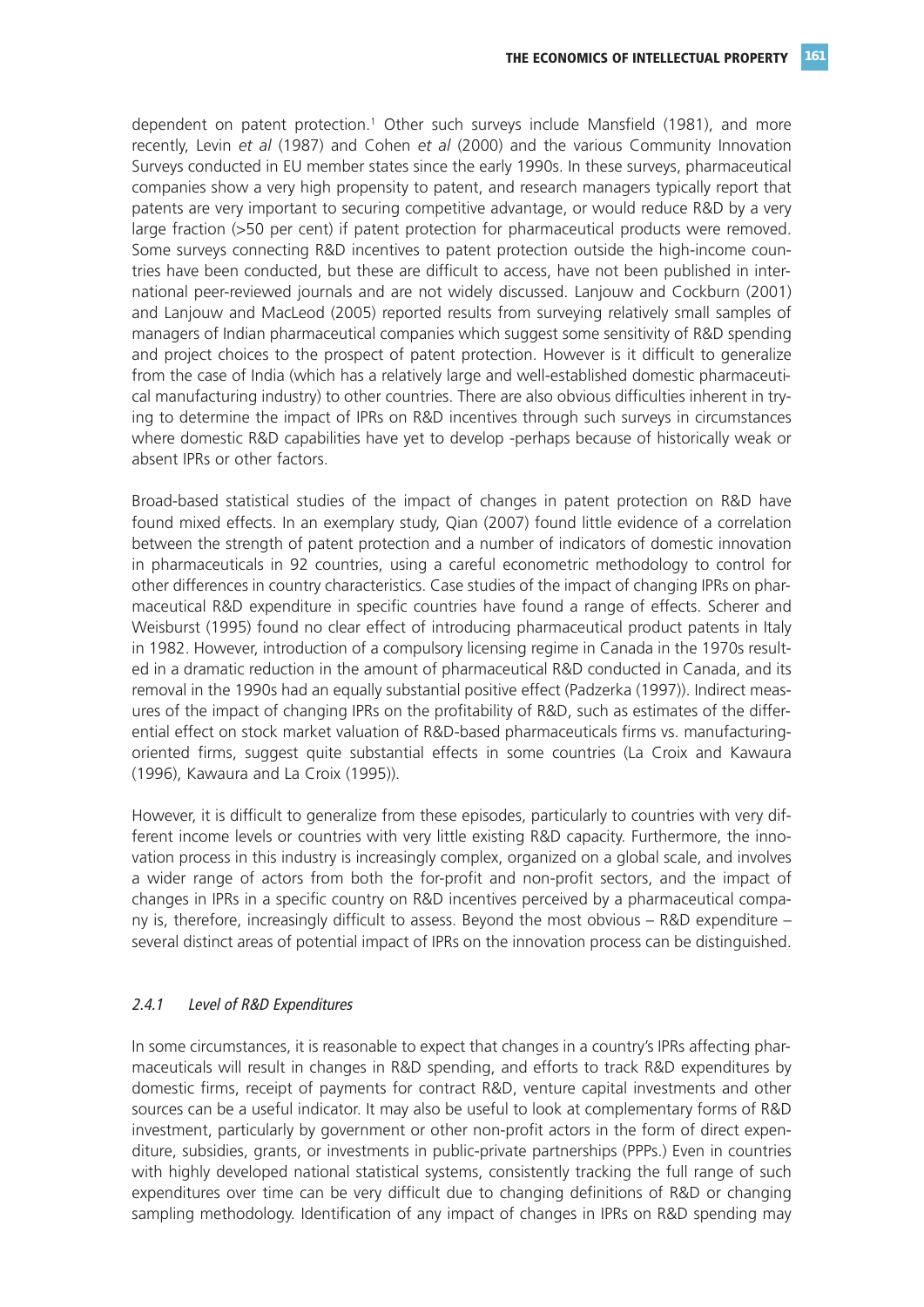dependent on patent protection.[1] Other such surveys include Mansfield (1981), and more recently, Levin *et al* (1987) and Cohen *et al* (2000) and the various Community Innovation Surveys conducted in EU member states since the early 1990s. In these surveys, pharmaceutical companies show a very high propensity to patent, and research managers typically report that patents are very important to securing competitive advantage, or would reduce R&D by a very large fraction (>50 per cent) if patent protection for pharmaceutical products were removed. Some surveys connecting R&D incentives to patent protection outside the high-income countries have been conducted, but these are difficult to access, have not been published in international peer-reviewed journals and are not widely discussed. Lanjouw and Cockburn (2001) and Lanjouw and MacLeod (2005) reported results from surveying relatively small samples of managers of Indian pharmaceutical companies which suggest some sensitivity of R&D spending and project choices to the prospect of patent protection. However is it difficult to generalize from the case of India (which has a relatively large and well-established domestic pharmaceutical manufacturing industry) to other countries. There are also obvious difficulties inherent in trying to determine the impact of IPRs on R&D incentives through such surveys in circumstances where domestic R&D capabilities have yet to develop -perhaps because of historically weak or absent IPRs or other factors.

Broad-based statistical studies of the impact of changes in patent protection on R&D have found mixed effects. In an exemplary study, Qian (2007) found little evidence of a correlation between the strength of patent protection and a number of indicators of domestic innovation in pharmaceuticals in 92 countries, using a careful econometric methodology to control for other differences in country characteristics. Case studies of the impact of changing IPRs on pharmaceutical R&D expenditure in specific countries have found a range of effects. Scherer and Weisburst (1995) found no clear effect of introducing pharmaceutical product patents in Italy in 1982. However, introduction of a compulsory licensing regime in Canada in the 1970s resulted in a dramatic reduction in the amount of pharmaceutical R&D conducted in Canada, and its removal in the 1990s had an equally substantial positive effect (Padzerka (1997)). Indirect measures of the impact of changing IPRs on the profitability of R&D, such as estimates of the differential effect on stock market valuation of R&D-based pharmaceuticals firms vs. manufacturing-oriented firms, suggest quite substantial effects in some countries (La Croix and Kawaura (1996), Kawaura and La Croix (1995)).

However, it is difficult to generalize from these episodes, particularly to countries with very different income levels or countries with very little existing R&D capacity. Furthermore, the innovation process in this industry is increasingly complex, organized on a global scale, and involves a wider range of actors from both the for-profit and non-profit sectors, and the impact of changes in IPRs in a specific country on R&D incentives perceived by a pharmaceutical company is, therefore, increasingly difficult to assess. Beyond the most obvious – R&D expenditure – several distinct areas of potential impact of IPRs on the innovation process can be distinguished.

### *2.4.1 Level of R&D Expenditures*

In some circumstances, it is reasonable to expect that changes in a country's IPRs affecting pharmaceuticals will result in changes in R&D spending, and efforts to track R&D expenditures by domestic firms, receipt of payments for contract R&D, venture capital investments and other sources can be a useful indicator. It may also be useful to look at complementary forms of R&D investment, particularly by government or other non-profit actors in the form of direct expenditure, subsidies, grants, or investments in public-private partnerships (PPPs.) Even in countries with highly developed national statistical systems, consistently tracking the full range of such expenditures over time can be very difficult due to changing definitions of R&D or changing sampling methodology. Identification of any impact of changes in IPRs on R&D spending may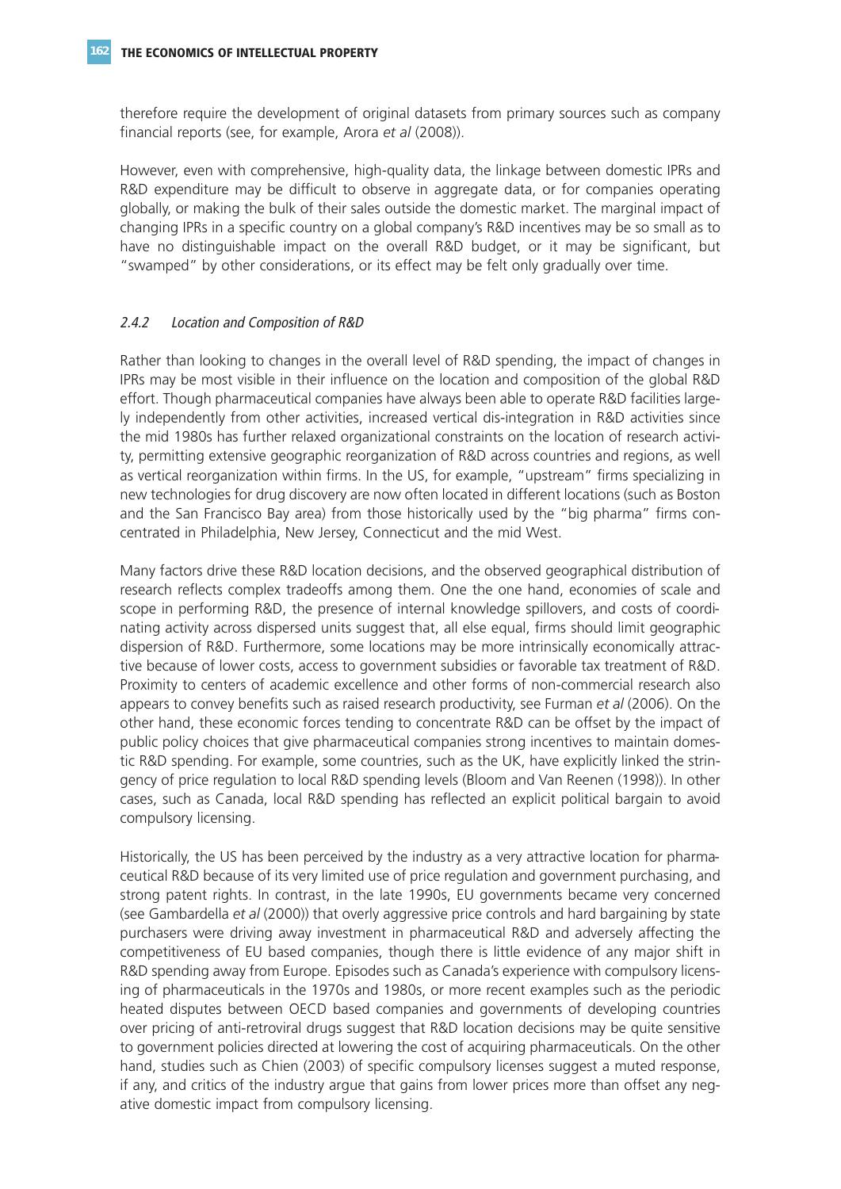therefore require the development of original datasets from primary sources such as company financial reports (see, for example, Arora *et al* (2008)).

However, even with comprehensive, high-quality data, the linkage between domestic IPRs and R&D expenditure may be difficult to observe in aggregate data, or for companies operating globally, or making the bulk of their sales outside the domestic market. The marginal impact of changing IPRs in a specific country on a global company's R&D incentives may be so small as to have no distinguishable impact on the overall R&D budget, or it may be significant, but "swamped" by other considerations, or its effect may be felt only gradually over time.

### *2.4.2 Location and Composition of R&D*

Rather than looking to changes in the overall level of R&D spending, the impact of changes in IPRs may be most visible in their influence on the location and composition of the global R&D effort. Though pharmaceutical companies have always been able to operate R&D facilities largely independently from other activities, increased vertical dis-integration in R&D activities since the mid 1980s has further relaxed organizational constraints on the location of research activity, permitting extensive geographic reorganization of R&D across countries and regions, as well as vertical reorganization within firms. In the US, for example, "upstream" firms specializing in new technologies for drug discovery are now often located in different locations (such as Boston and the San Francisco Bay area) from those historically used by the "big pharma" firms concentrated in Philadelphia, New Jersey, Connecticut and the mid West.

Many factors drive these R&D location decisions, and the observed geographical distribution of research reflects complex tradeoffs among them. One the one hand, economies of scale and scope in performing R&D, the presence of internal knowledge spillovers, and costs of coordinating activity across dispersed units suggest that, all else equal, firms should limit geographic dispersion of R&D. Furthermore, some locations may be more intrinsically economically attractive because of lower costs, access to government subsidies or favorable tax treatment of R&D. Proximity to centers of academic excellence and other forms of non-commercial research also appears to convey benefits such as raised research productivity, see Furman *et al* (2006). On the other hand, these economic forces tending to concentrate R&D can be offset by the impact of public policy choices that give pharmaceutical companies strong incentives to maintain domestic R&D spending. For example, some countries, such as the UK, have explicitly linked the stringency of price regulation to local R&D spending levels (Bloom and Van Reenen (1998)). In other cases, such as Canada, local R&D spending has reflected an explicit political bargain to avoid compulsory licensing.

Historically, the US has been perceived by the industry as a very attractive location for pharmaceutical R&D because of its very limited use of price regulation and government purchasing, and strong patent rights. In contrast, in the late 1990s, EU governments became very concerned (see Gambardella *et al* (2000)) that overly aggressive price controls and hard bargaining by state purchasers were driving away investment in pharmaceutical R&D and adversely affecting the competitiveness of EU based companies, though there is little evidence of any major shift in R&D spending away from Europe. Episodes such as Canada's experience with compulsory licensing of pharmaceuticals in the 1970s and 1980s, or more recent examples such as the periodic heated disputes between OECD based companies and governments of developing countries over pricing of anti-retroviral drugs suggest that R&D location decisions may be quite sensitive to government policies directed at lowering the cost of acquiring pharmaceuticals. On the other hand, studies such as Chien (2003) of specific compulsory licenses suggest a muted response, if any, and critics of the industry argue that gains from lower prices more than offset any negative domestic impact from compulsory licensing.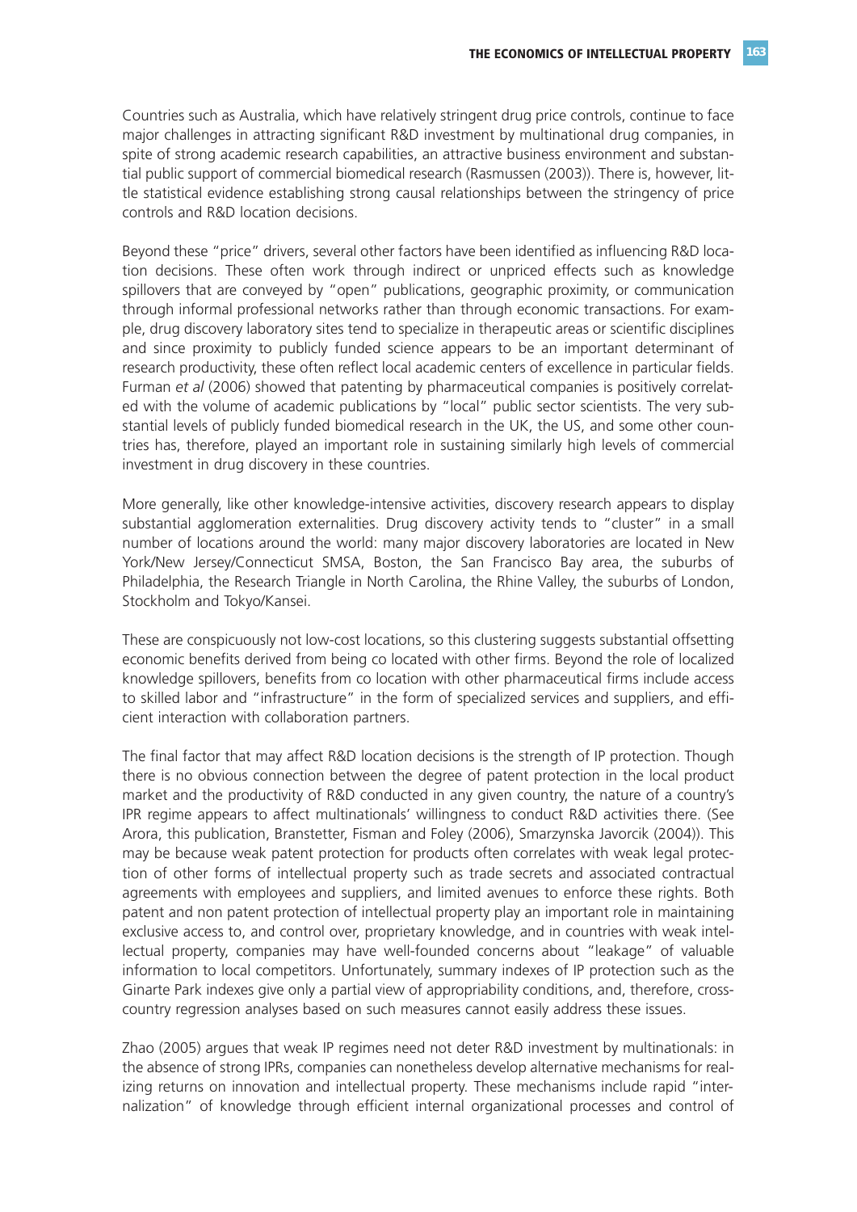Countries such as Australia, which have relatively stringent drug price controls, continue to face major challenges in attracting significant R&D investment by multinational drug companies, in spite of strong academic research capabilities, an attractive business environment and substantial public support of commercial biomedical research (Rasmussen (2003)). There is, however, little statistical evidence establishing strong causal relationships between the stringency of price controls and R&D location decisions.

Beyond these "price" drivers, several other factors have been identified as influencing R&D location decisions. These often work through indirect or unpriced effects such as knowledge spillovers that are conveyed by "open" publications, geographic proximity, or communication through informal professional networks rather than through economic transactions. For example, drug discovery laboratory sites tend to specialize in therapeutic areas or scientific disciplines and since proximity to publicly funded science appears to be an important determinant of research productivity, these often reflect local academic centers of excellence in particular fields. Furman *et al* (2006) showed that patenting by pharmaceutical companies is positively correlated with the volume of academic publications by "local" public sector scientists. The very substantial levels of publicly funded biomedical research in the UK, the US, and some other countries has, therefore, played an important role in sustaining similarly high levels of commercial investment in drug discovery in these countries.

More generally, like other knowledge-intensive activities, discovery research appears to display substantial agglomeration externalities. Drug discovery activity tends to "cluster" in a small number of locations around the world: many major discovery laboratories are located in New York/New Jersey/Connecticut SMSA, Boston, the San Francisco Bay area, the suburbs of Philadelphia, the Research Triangle in North Carolina, the Rhine Valley, the suburbs of London, Stockholm and Tokyo/Kansei.

These are conspicuously not low-cost locations, so this clustering suggests substantial offsetting economic benefits derived from being co located with other firms. Beyond the role of localized knowledge spillovers, benefits from co location with other pharmaceutical firms include access to skilled labor and "infrastructure" in the form of specialized services and suppliers, and efficient interaction with collaboration partners.

The final factor that may affect R&D location decisions is the strength of IP protection. Though there is no obvious connection between the degree of patent protection in the local product market and the productivity of R&D conducted in any given country, the nature of a country's IPR regime appears to affect multinationals' willingness to conduct R&D activities there. (See Arora, this publication, Branstetter, Fisman and Foley (2006), Smarzynska Javorcik (2004)). This may be because weak patent protection for products often correlates with weak legal protection of other forms of intellectual property such as trade secrets and associated contractual agreements with employees and suppliers, and limited avenues to enforce these rights. Both patent and non patent protection of intellectual property play an important role in maintaining exclusive access to, and control over, proprietary knowledge, and in countries with weak intellectual property, companies may have well-founded concerns about "leakage" of valuable information to local competitors. Unfortunately, summary indexes of IP protection such as the Ginarte Park indexes give only a partial view of appropriability conditions, and, therefore, cross-country regression analyses based on such measures cannot easily address these issues.

Zhao (2005) argues that weak IP regimes need not deter R&D investment by multinationals: in the absence of strong IPRs, companies can nonetheless develop alternative mechanisms for realizing returns on innovation and intellectual property. These mechanisms include rapid "internalization" of knowledge through efficient internal organizational processes and control of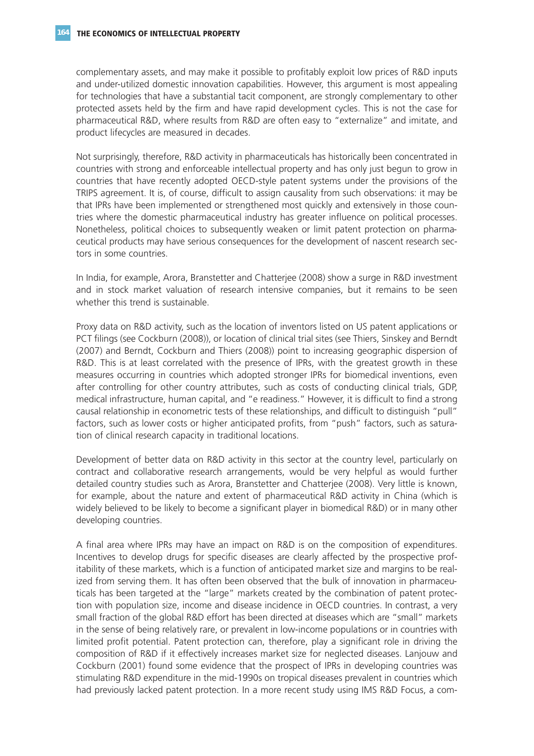complementary assets, and may make it possible to profitably exploit low prices of R&D inputs and under-utilized domestic innovation capabilities. However, this argument is most appealing for technologies that have a substantial tacit component, are strongly complementary to other protected assets held by the firm and have rapid development cycles. This is not the case for pharmaceutical R&D, where results from R&D are often easy to "externalize" and imitate, and product lifecycles are measured in decades.

Not surprisingly, therefore, R&D activity in pharmaceuticals has historically been concentrated in countries with strong and enforceable intellectual property and has only just begun to grow in countries that have recently adopted OECD-style patent systems under the provisions of the TRIPS agreement. It is, of course, difficult to assign causality from such observations: it may be that IPRs have been implemented or strengthened most quickly and extensively in those countries where the domestic pharmaceutical industry has greater influence on political processes. Nonetheless, political choices to subsequently weaken or limit patent protection on pharmaceutical products may have serious consequences for the development of nascent research sectors in some countries.

In India, for example, Arora, Branstetter and Chatterjee (2008) show a surge in R&D investment and in stock market valuation of research intensive companies, but it remains to be seen whether this trend is sustainable.

Proxy data on R&D activity, such as the location of inventors listed on US patent applications or PCT filings (see Cockburn (2008)), or location of clinical trial sites (see Thiers, Sinskey and Berndt (2007) and Berndt, Cockburn and Thiers (2008)) point to increasing geographic dispersion of R&D. This is at least correlated with the presence of IPRs, with the greatest growth in these measures occurring in countries which adopted stronger IPRs for biomedical inventions, even after controlling for other country attributes, such as costs of conducting clinical trials, GDP, medical infrastructure, human capital, and "e readiness." However, it is difficult to find a strong causal relationship in econometric tests of these relationships, and difficult to distinguish "pull" factors, such as lower costs or higher anticipated profits, from "push" factors, such as saturation of clinical research capacity in traditional locations.

Development of better data on R&D activity in this sector at the country level, particularly on contract and collaborative research arrangements, would be very helpful as would further detailed country studies such as Arora, Branstetter and Chatterjee (2008). Very little is known, for example, about the nature and extent of pharmaceutical R&D activity in China (which is widely believed to be likely to become a significant player in biomedical R&D) or in many other developing countries.

A final area where IPRs may have an impact on R&D is on the composition of expenditures. Incentives to develop drugs for specific diseases are clearly affected by the prospective profitability of these markets, which is a function of anticipated market size and margins to be realized from serving them. It has often been observed that the bulk of innovation in pharmaceuticals has been targeted at the "large" markets created by the combination of patent protection with population size, income and disease incidence in OECD countries. In contrast, a very small fraction of the global R&D effort has been directed at diseases which are "small" markets in the sense of being relatively rare, or prevalent in low-income populations or in countries with limited profit potential. Patent protection can, therefore, play a significant role in driving the composition of R&D if it effectively increases market size for neglected diseases. Lanjouw and Cockburn (2001) found some evidence that the prospect of IPRs in developing countries was stimulating R&D expenditure in the mid-1990s on tropical diseases prevalent in countries which had previously lacked patent protection. In a more recent study using IMS R&D Focus, a com-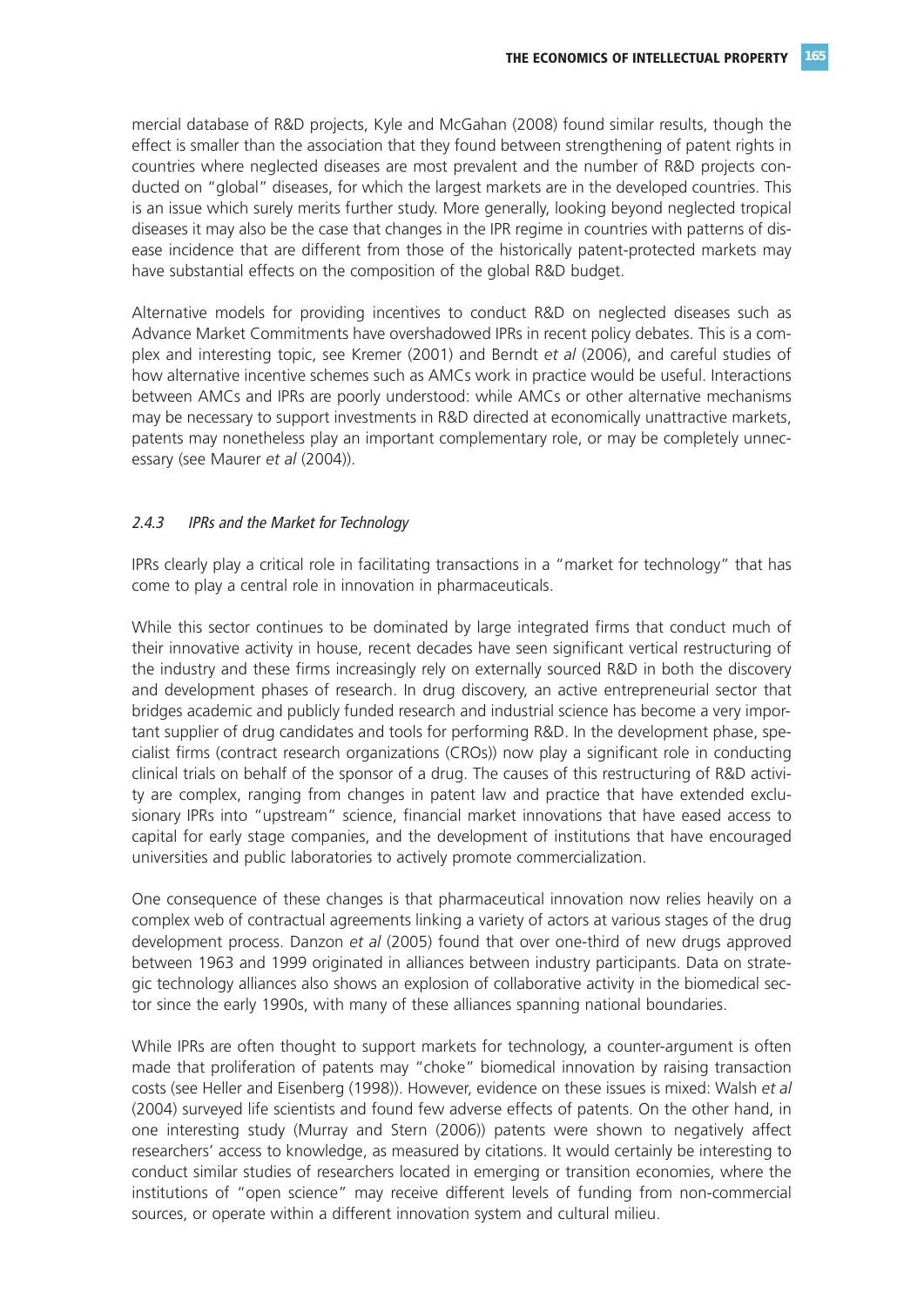mercial database of R&D projects, Kyle and McGahan (2008) found similar results, though the effect is smaller than the association that they found between strengthening of patent rights in countries where neglected diseases are most prevalent and the number of R&D projects conducted on "global" diseases, for which the largest markets are in the developed countries. This is an issue which surely merits further study. More generally, looking beyond neglected tropical diseases it may also be the case that changes in the IPR regime in countries with patterns of disease incidence that are different from those of the historically patent-protected markets may have substantial effects on the composition of the global R&D budget.

Alternative models for providing incentives to conduct R&D on neglected diseases such as Advance Market Commitments have overshadowed IPRs in recent policy debates. This is a complex and interesting topic, see Kremer (2001) and Berndt *et al* (2006), and careful studies of how alternative incentive schemes such as AMCs work in practice would be useful. Interactions between AMCs and IPRs are poorly understood: while AMCs or other alternative mechanisms may be necessary to support investments in R&D directed at economically unattractive markets, patents may nonetheless play an important complementary role, or may be completely unnecessary (see Maurer *et al* (2004)).

### *2.4.3 IPRs and the Market for Technology*

IPRs clearly play a critical role in facilitating transactions in a "market for technology" that has come to play a central role in innovation in pharmaceuticals.

While this sector continues to be dominated by large integrated firms that conduct much of their innovative activity in house, recent decades have seen significant vertical restructuring of the industry and these firms increasingly rely on externally sourced R&D in both the discovery and development phases of research. In drug discovery, an active entrepreneurial sector that bridges academic and publicly funded research and industrial science has become a very important supplier of drug candidates and tools for performing R&D. In the development phase, specialist firms (contract research organizations (CROs)) now play a significant role in conducting clinical trials on behalf of the sponsor of a drug. The causes of this restructuring of R&D activity are complex, ranging from changes in patent law and practice that have extended exclusionary IPRs into "upstream" science, financial market innovations that have eased access to capital for early stage companies, and the development of institutions that have encouraged universities and public laboratories to actively promote commercialization.

One consequence of these changes is that pharmaceutical innovation now relies heavily on a complex web of contractual agreements linking a variety of actors at various stages of the drug development process. Danzon *et al* (2005) found that over one-third of new drugs approved between 1963 and 1999 originated in alliances between industry participants. Data on strategic technology alliances also shows an explosion of collaborative activity in the biomedical sector since the early 1990s, with many of these alliances spanning national boundaries.

While IPRs are often thought to support markets for technology, a counter-argument is often made that proliferation of patents may "choke" biomedical innovation by raising transaction costs (see Heller and Eisenberg (1998)). However, evidence on these issues is mixed: Walsh *et al* (2004) surveyed life scientists and found few adverse effects of patents. On the other hand, in one interesting study (Murray and Stern (2006)) patents were shown to negatively affect researchers' access to knowledge, as measured by citations. It would certainly be interesting to conduct similar studies of researchers located in emerging or transition economies, where the institutions of "open science" may receive different levels of funding from non-commercial sources, or operate within a different innovation system and cultural milieu.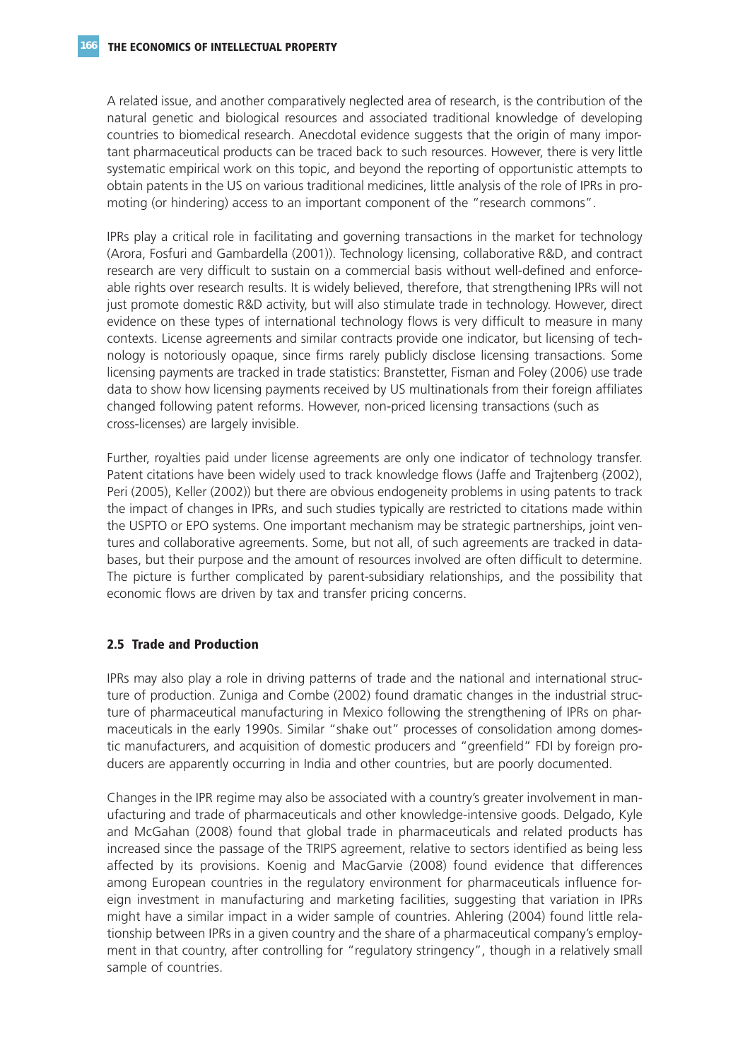A related issue, and another comparatively neglected area of research, is the contribution of the natural genetic and biological resources and associated traditional knowledge of developing countries to biomedical research. Anecdotal evidence suggests that the origin of many important pharmaceutical products can be traced back to such resources. However, there is very little systematic empirical work on this topic, and beyond the reporting of opportunistic attempts to obtain patents in the US on various traditional medicines, little analysis of the role of IPRs in promoting (or hindering) access to an important component of the "research commons".

IPRs play a critical role in facilitating and governing transactions in the market for technology (Arora, Fosfuri and Gambardella (2001)). Technology licensing, collaborative R&D, and contract research are very difficult to sustain on a commercial basis without well-defined and enforceable rights over research results. It is widely believed, therefore, that strengthening IPRs will not just promote domestic R&D activity, but will also stimulate trade in technology. However, direct evidence on these types of international technology flows is very difficult to measure in many contexts. License agreements and similar contracts provide one indicator, but licensing of technology is notoriously opaque, since firms rarely publicly disclose licensing transactions. Some licensing payments are tracked in trade statistics: Branstetter, Fisman and Foley (2006) use trade data to show how licensing payments received by US multinationals from their foreign affiliates changed following patent reforms. However, non-priced licensing transactions (such as cross-licenses) are largely invisible.

Further, royalties paid under license agreements are only one indicator of technology transfer. Patent citations have been widely used to track knowledge flows (Jaffe and Trajtenberg (2002), Peri (2005), Keller (2002)) but there are obvious endogeneity problems in using patents to track the impact of changes in IPRs, and such studies typically are restricted to citations made within the USPTO or EPO systems. One important mechanism may be strategic partnerships, joint ventures and collaborative agreements. Some, but not all, of such agreements are tracked in databases, but their purpose and the amount of resources involved are often difficult to determine. The picture is further complicated by parent-subsidiary relationships, and the possibility that economic flows are driven by tax and transfer pricing concerns.

### 2.5 Trade and Production

IPRs may also play a role in driving patterns of trade and the national and international structure of production. Zuniga and Combe (2002) found dramatic changes in the industrial structure of pharmaceutical manufacturing in Mexico following the strengthening of IPRs on pharmaceuticals in the early 1990s. Similar "shake out" processes of consolidation among domestic manufacturers, and acquisition of domestic producers and "greenfield" FDI by foreign producers are apparently occurring in India and other countries, but are poorly documented.

Changes in the IPR regime may also be associated with a country's greater involvement in manufacturing and trade of pharmaceuticals and other knowledge-intensive goods. Delgado, Kyle and McGahan (2008) found that global trade in pharmaceuticals and related products has increased since the passage of the TRIPS agreement, relative to sectors identified as being less affected by its provisions. Koenig and MacGarvie (2008) found evidence that differences among European countries in the regulatory environment for pharmaceuticals influence foreign investment in manufacturing and marketing facilities, suggesting that variation in IPRs might have a similar impact in a wider sample of countries. Ahlering (2004) found little relationship between IPRs in a given country and the share of a pharmaceutical company's employment in that country, after controlling for "regulatory stringency", though in a relatively small sample of countries.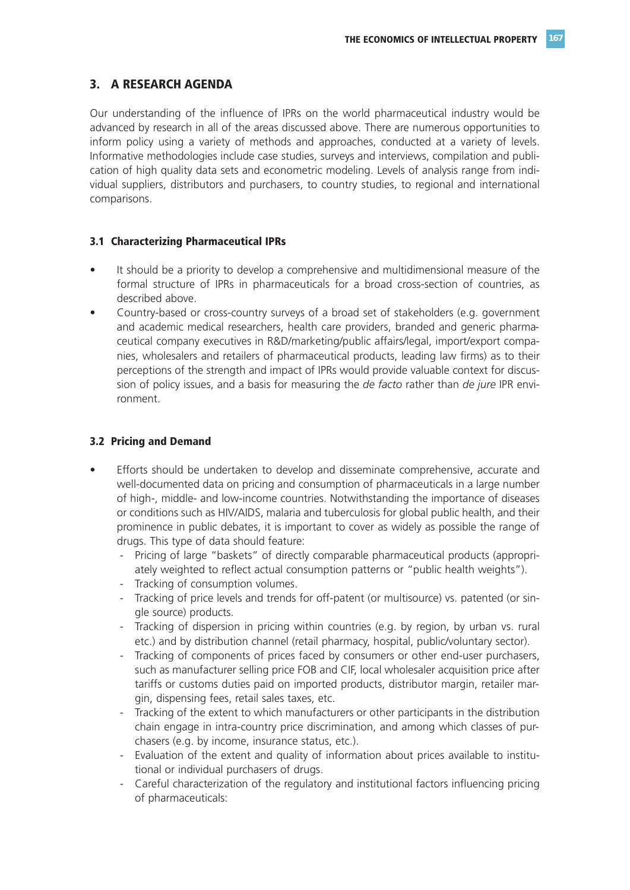## 3. A RESEARCH AGENDA

Our understanding of the influence of IPRs on the world pharmaceutical industry would be advanced by research in all of the areas discussed above. There are numerous opportunities to inform policy using a variety of methods and approaches, conducted at a variety of levels. Informative methodologies include case studies, surveys and interviews, compilation and publication of high quality data sets and econometric modeling. Levels of analysis range from individual suppliers, distributors and purchasers, to country studies, to regional and international comparisons.

### 3.1 Characterizing Pharmaceutical IPRs

- It should be a priority to develop a comprehensive and multidimensional measure of the formal structure of IPRs in pharmaceuticals for a broad cross-section of countries, as described above.
- Country-based or cross-country surveys of a broad set of stakeholders (e.g. government and academic medical researchers, health care providers, branded and generic pharmaceutical company executives in R&D/marketing/public affairs/legal, import/export companies, wholesalers and retailers of pharmaceutical products, leading law firms) as to their perceptions of the strength and impact of IPRs would provide valuable context for discussion of policy issues, and a basis for measuring the *de facto* rather than *de jure* IPR environment.

### 3.2 Pricing and Demand

- Efforts should be undertaken to develop and disseminate comprehensive, accurate and well-documented data on pricing and consumption of pharmaceuticals in a large number of high-, middle- and low-income countries. Notwithstanding the importance of diseases or conditions such as HIV/AIDS, malaria and tuberculosis for global public health, and their prominence in public debates, it is important to cover as widely as possible the range of drugs. This type of data should feature:
  - Pricing of large "baskets" of directly comparable pharmaceutical products (appropriately weighted to reflect actual consumption patterns or "public health weights").
  - Tracking of consumption volumes.
  - Tracking of price levels and trends for off-patent (or multisource) vs. patented (or single source) products.
  - Tracking of dispersion in pricing within countries (e.g. by region, by urban vs. rural etc.) and by distribution channel (retail pharmacy, hospital, public/voluntary sector).
  - Tracking of components of prices faced by consumers or other end-user purchasers, such as manufacturer selling price FOB and CIF, local wholesaler acquisition price after tariffs or customs duties paid on imported products, distributor margin, retailer margin, dispensing fees, retail sales taxes, etc.
  - Tracking of the extent to which manufacturers or other participants in the distribution chain engage in intra-country price discrimination, and among which classes of purchasers (e.g. by income, insurance status, etc.).
  - Evaluation of the extent and quality of information about prices available to institutional or individual purchasers of drugs.
  - Careful characterization of the regulatory and institutional factors influencing pricing of pharmaceuticals: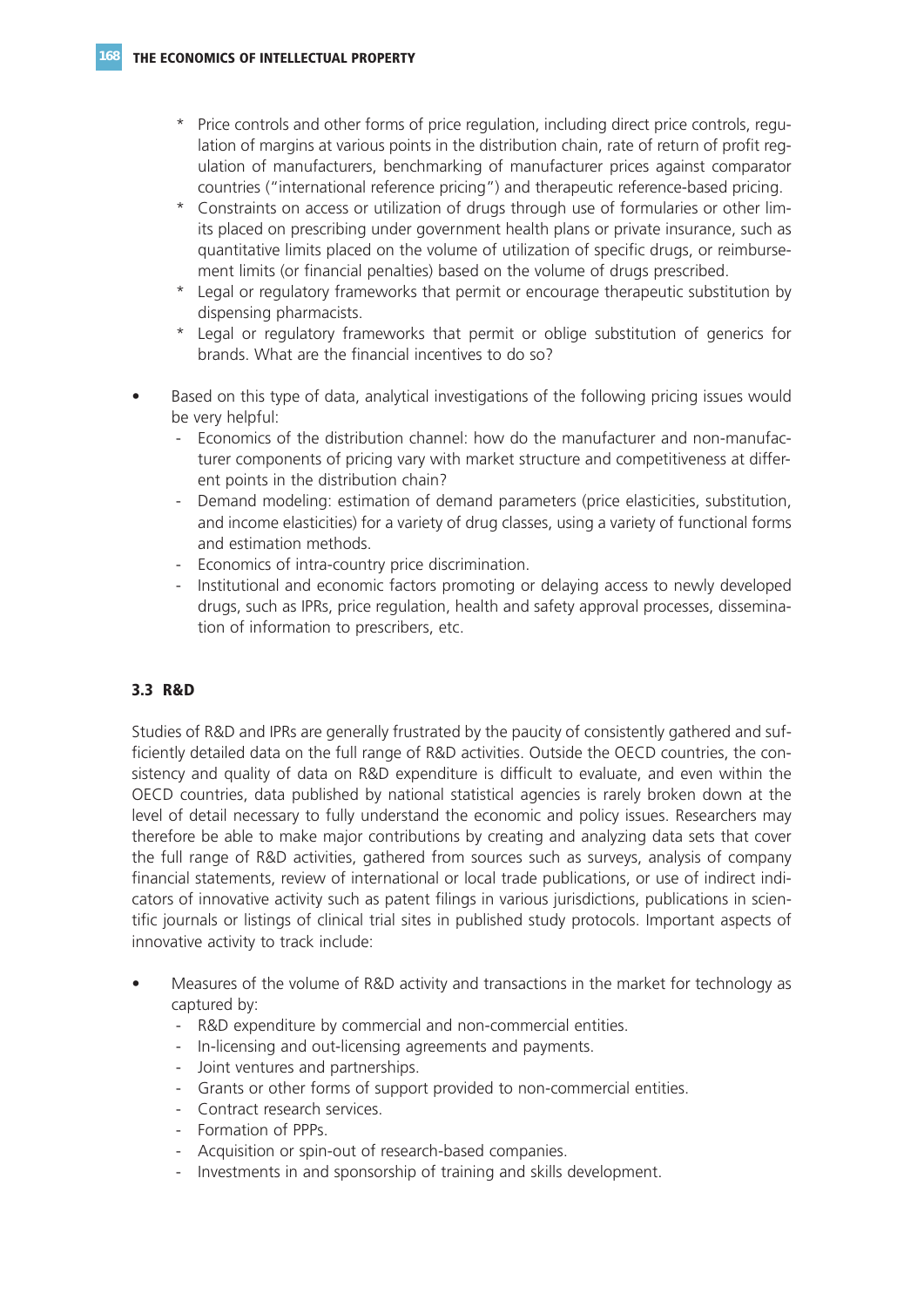* Price controls and other forms of price regulation, including direct price controls, regulation of margins at various points in the distribution chain, rate of return of profit regulation of manufacturers, benchmarking of manufacturer prices against comparator countries ("international reference pricing") and therapeutic reference-based pricing.
  * Constraints on access or utilization of drugs through use of formularies or other limits placed on prescribing under government health plans or private insurance, such as quantitative limits placed on the volume of utilization of specific drugs, or reimbursement limits (or financial penalties) based on the volume of drugs prescribed.
  * Legal or regulatory frameworks that permit or encourage therapeutic substitution by dispensing pharmacists.
  * Legal or regulatory frameworks that permit or oblige substitution of generics for brands. What are the financial incentives to do so?

- Based on this type of data, analytical investigations of the following pricing issues would be very helpful:
  - Economics of the distribution channel: how do the manufacturer and non-manufacturer components of pricing vary with market structure and competitiveness at different points in the distribution chain?
  - Demand modeling: estimation of demand parameters (price elasticities, substitution, and income elasticities) for a variety of drug classes, using a variety of functional forms and estimation methods.
  - Economics of intra-country price discrimination.
  - Institutional and economic factors promoting or delaying access to newly developed drugs, such as IPRs, price regulation, health and safety approval processes, dissemination of information to prescribers, etc.

### 3.3 R&D

Studies of R&D and IPRs are generally frustrated by the paucity of consistently gathered and sufficiently detailed data on the full range of R&D activities. Outside the OECD countries, the consistency and quality of data on R&D expenditure is difficult to evaluate, and even within the OECD countries, data published by national statistical agencies is rarely broken down at the level of detail necessary to fully understand the economic and policy issues. Researchers may therefore be able to make major contributions by creating and analyzing data sets that cover the full range of R&D activities, gathered from sources such as surveys, analysis of company financial statements, review of international or local trade publications, or use of indirect indicators of innovative activity such as patent filings in various jurisdictions, publications in scientific journals or listings of clinical trial sites in published study protocols. Important aspects of innovative activity to track include:

- Measures of the volume of R&D activity and transactions in the market for technology as captured by:
  - R&D expenditure by commercial and non-commercial entities.
  - In-licensing and out-licensing agreements and payments.
  - Joint ventures and partnerships.
  - Grants or other forms of support provided to non-commercial entities.
  - Contract research services.
  - Formation of PPPs.
  - Acquisition or spin-out of research-based companies.
  - Investments in and sponsorship of training and skills development.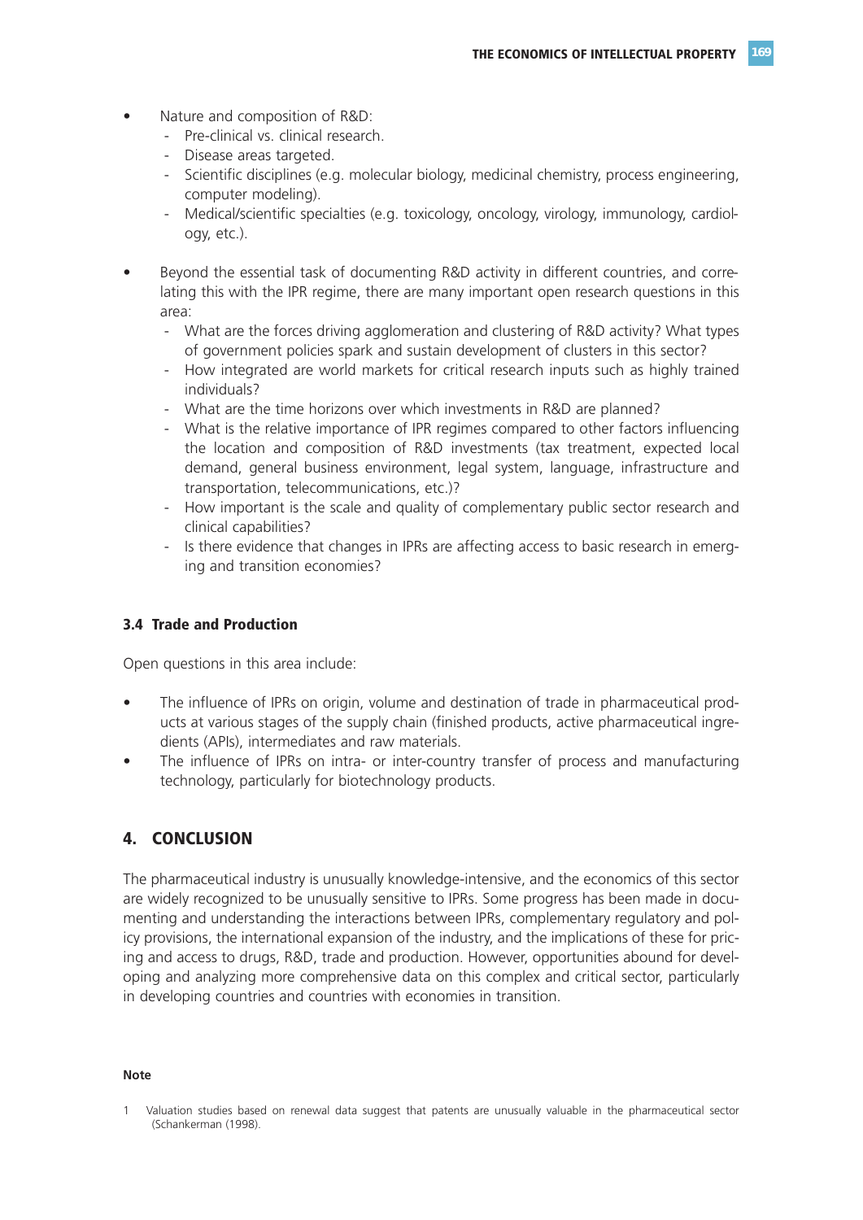- Nature and composition of R&D:
  - Pre-clinical vs. clinical research.
  - Disease areas targeted.
  - Scientific disciplines (e.g. molecular biology, medicinal chemistry, process engineering, computer modeling).
  - Medical/scientific specialties (e.g. toxicology, oncology, virology, immunology, cardiology, etc.).

- Beyond the essential task of documenting R&D activity in different countries, and correlating this with the IPR regime, there are many important open research questions in this area:
  - What are the forces driving agglomeration and clustering of R&D activity? What types of government policies spark and sustain development of clusters in this sector?
  - How integrated are world markets for critical research inputs such as highly trained individuals?
  - What are the time horizons over which investments in R&D are planned?
  - What is the relative importance of IPR regimes compared to other factors influencing the location and composition of R&D investments (tax treatment, expected local demand, general business environment, legal system, language, infrastructure and transportation, telecommunications, etc.)?
  - How important is the scale and quality of complementary public sector research and clinical capabilities?
  - Is there evidence that changes in IPRs are affecting access to basic research in emerging and transition economies?

### 3.4 Trade and Production

Open questions in this area include:

- The influence of IPRs on origin, volume and destination of trade in pharmaceutical products at various stages of the supply chain (finished products, active pharmaceutical ingredients (APIs), intermediates and raw materials.
- The influence of IPRs on intra- or inter-country transfer of process and manufacturing technology, particularly for biotechnology products.

## 4. CONCLUSION

The pharmaceutical industry is unusually knowledge-intensive, and the economics of this sector are widely recognized to be unusually sensitive to IPRs. Some progress has been made in documenting and understanding the interactions between IPRs, complementary regulatory and policy provisions, the international expansion of the industry, and the implications of these for pricing and access to drugs, R&D, trade and production. However, opportunities abound for developing and analyzing more comprehensive data on this complex and critical sector, particularly in developing countries and countries with economies in transition.

#### Note

1 Valuation studies based on renewal data suggest that patents are unusually valuable in the pharmaceutical sector (Schankerman (1998).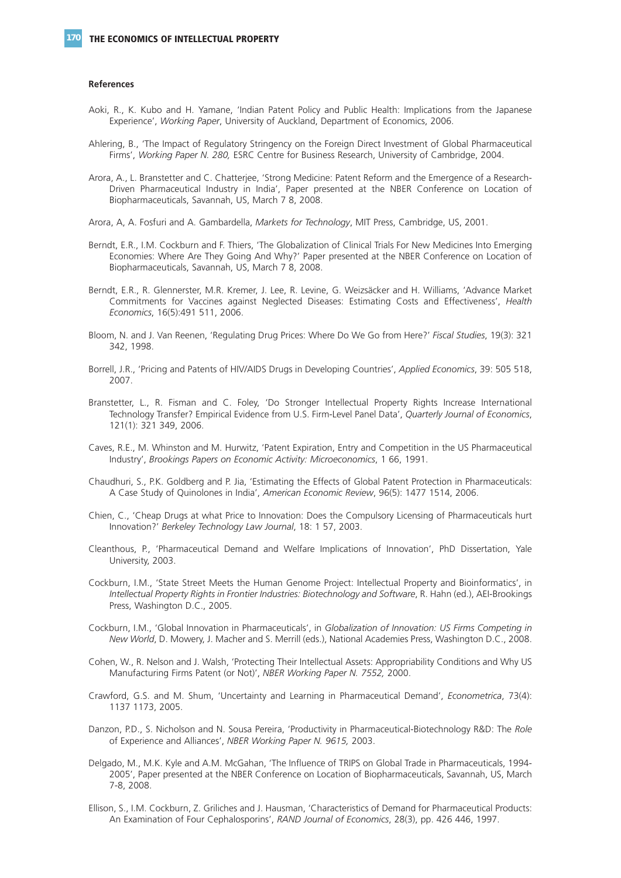**References**

Aoki, R., K. Kubo and H. Yamane, 'Indian Patent Policy and Public Health: Implications from the Japanese Experience', *Working Paper*, University of Auckland, Department of Economics, 2006.

Ahlering, B., 'The Impact of Regulatory Stringency on the Foreign Direct Investment of Global Pharmaceutical Firms', *Working Paper N. 280,* ESRC Centre for Business Research, University of Cambridge, 2004.

Arora, A., L. Branstetter and C. Chatterjee, 'Strong Medicine: Patent Reform and the Emergence of a Research-Driven Pharmaceutical Industry in India', Paper presented at the NBER Conference on Location of Biopharmaceuticals, Savannah, US, March 7 8, 2008.

Arora, A, A. Fosfuri and A. Gambardella, *Markets for Technology*, MIT Press, Cambridge, US, 2001.

Berndt, E.R., I.M. Cockburn and F. Thiers, 'The Globalization of Clinical Trials For New Medicines Into Emerging Economies: Where Are They Going And Why?' Paper presented at the NBER Conference on Location of Biopharmaceuticals, Savannah, US, March 7 8, 2008.

Berndt, E.R., R. Glennerster, M.R. Kremer, J. Lee, R. Levine, G. Weizsäcker and H. Williams, 'Advance Market Commitments for Vaccines against Neglected Diseases: Estimating Costs and Effectiveness', *Health Economics*, 16(5):491 511, 2006.

Bloom, N. and J. Van Reenen, 'Regulating Drug Prices: Where Do We Go from Here?' *Fiscal Studies*, 19(3): 321 342, 1998.

Borrell, J.R., 'Pricing and Patents of HIV/AIDS Drugs in Developing Countries', *Applied Economics*, 39: 505 518, 2007.

Branstetter, L., R. Fisman and C. Foley, 'Do Stronger Intellectual Property Rights Increase International Technology Transfer? Empirical Evidence from U.S. Firm-Level Panel Data', *Quarterly Journal of Economics*, 121(1): 321 349, 2006.

Caves, R.E., M. Whinston and M. Hurwitz, 'Patent Expiration, Entry and Competition in the US Pharmaceutical Industry', *Brookings Papers on Economic Activity: Microeconomics*, 1 66, 1991.

Chaudhuri, S., P.K. Goldberg and P. Jia, 'Estimating the Effects of Global Patent Protection in Pharmaceuticals: A Case Study of Quinolones in India', *American Economic Review*, 96(5): 1477 1514, 2006.

Chien, C., 'Cheap Drugs at what Price to Innovation: Does the Compulsory Licensing of Pharmaceuticals hurt Innovation?' *Berkeley Technology Law Journal*, 18: 1 57, 2003.

Cleanthous, P., 'Pharmaceutical Demand and Welfare Implications of Innovation', PhD Dissertation, Yale University, 2003.

Cockburn, I.M., 'State Street Meets the Human Genome Project: Intellectual Property and Bioinformatics', in *Intellectual Property Rights in Frontier Industries: Biotechnology and Software*, R. Hahn (ed.), AEI-Brookings Press, Washington D.C., 2005.

Cockburn, I.M., 'Global Innovation in Pharmaceuticals', in *Globalization of Innovation: US Firms Competing in New World*, D. Mowery, J. Macher and S. Merrill (eds.), National Academies Press, Washington D.C., 2008.

Cohen, W., R. Nelson and J. Walsh, 'Protecting Their Intellectual Assets: Appropriability Conditions and Why US Manufacturing Firms Patent (or Not)', *NBER Working Paper N. 7552,* 2000.

Crawford, G.S. and M. Shum, 'Uncertainty and Learning in Pharmaceutical Demand', *Econometrica*, 73(4): 1137 1173, 2005.

Danzon, P.D., S. Nicholson and N. Sousa Pereira, 'Productivity in Pharmaceutical-Biotechnology R&D: The *Role* of Experience and Alliances', *NBER Working Paper N. 9615,* 2003.

Delgado, M., M.K. Kyle and A.M. McGahan, 'The Influence of TRIPS on Global Trade in Pharmaceuticals, 1994-2005', Paper presented at the NBER Conference on Location of Biopharmaceuticals, Savannah, US, March 7-8, 2008.

Ellison, S., I.M. Cockburn, Z. Griliches and J. Hausman, 'Characteristics of Demand for Pharmaceutical Products: An Examination of Four Cephalosporins', *RAND Journal of Economics*, 28(3), pp. 426 446, 1997.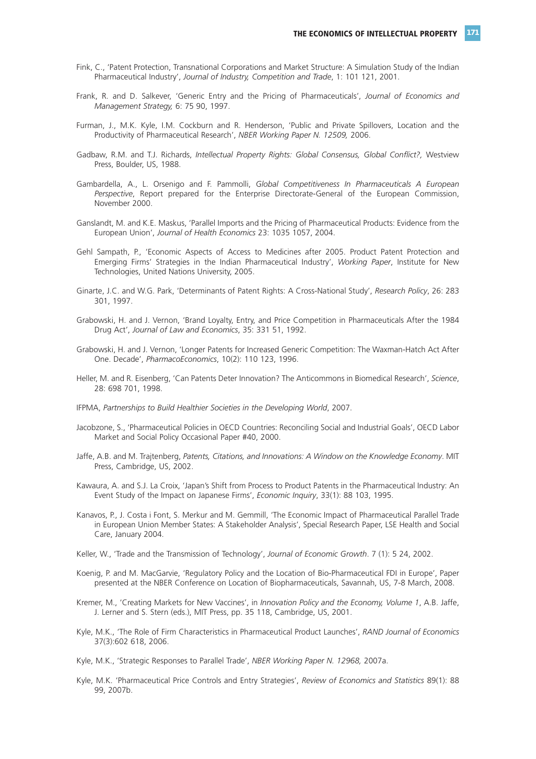Fink, C., 'Patent Protection, Transnational Corporations and Market Structure: A Simulation Study of the Indian Pharmaceutical Industry', *Journal of Industry, Competition and Trade*, 1: 101 121, 2001.

Frank, R. and D. Salkever, 'Generic Entry and the Pricing of Pharmaceuticals', *Journal of Economics and Management Strategy,* 6: 75 90, 1997.

Furman, J., M.K. Kyle, I.M. Cockburn and R. Henderson, 'Public and Private Spillovers, Location and the Productivity of Pharmaceutical Research', *NBER Working Paper N. 12509,* 2006.

Gadbaw, R.M. and T.J. Richards, *Intellectual Property Rights: Global Consensus, Global Conflict?,* Westview Press, Boulder, US, 1988.

Gambardella, A., L. Orsenigo and F. Pammolli, *Global Competitiveness In Pharmaceuticals A European Perspective*, Report prepared for the Enterprise Directorate-General of the European Commission, November 2000.

Ganslandt, M. and K.E. Maskus, 'Parallel Imports and the Pricing of Pharmaceutical Products: Evidence from the European Union', *Journal of Health Economics* 23: 1035 1057, 2004.

Gehl Sampath, P., 'Economic Aspects of Access to Medicines after 2005. Product Patent Protection and Emerging Firms' Strategies in the Indian Pharmaceutical Industry', *Working Paper*, Institute for New Technologies, United Nations University, 2005.

Ginarte, J.C. and W.G. Park, 'Determinants of Patent Rights: A Cross-National Study', *Research Policy*, 26: 283 301, 1997.

Grabowski, H. and J. Vernon, 'Brand Loyalty, Entry, and Price Competition in Pharmaceuticals After the 1984 Drug Act', *Journal of Law and Economics*, 35: 331 51, 1992.

Grabowski, H. and J. Vernon, 'Longer Patents for Increased Generic Competition: The Waxman-Hatch Act After One. Decade', *PharmacoEconomics*, 10(2): 110 123, 1996.

Heller, M. and R. Eisenberg, 'Can Patents Deter Innovation? The Anticommons in Biomedical Research', *Science*, 28: 698 701, 1998.

IFPMA, *Partnerships to Build Healthier Societies in the Developing World*, 2007.

Jacobzone, S., 'Pharmaceutical Policies in OECD Countries: Reconciling Social and Industrial Goals', OECD Labor Market and Social Policy Occasional Paper #40, 2000.

Jaffe, A.B. and M. Trajtenberg, *Patents, Citations, and Innovations: A Window on the Knowledge Economy*. MIT Press, Cambridge, US, 2002.

Kawaura, A. and S.J. La Croix, 'Japan's Shift from Process to Product Patents in the Pharmaceutical Industry: An Event Study of the Impact on Japanese Firms', *Economic Inquiry*, 33(1): 88 103, 1995.

Kanavos, P., J. Costa i Font, S. Merkur and M. Gemmill, 'The Economic Impact of Pharmaceutical Parallel Trade in European Union Member States: A Stakeholder Analysis', Special Research Paper, LSE Health and Social Care, January 2004.

Keller, W., 'Trade and the Transmission of Technology', *Journal of Economic Growth*. 7 (1): 5 24, 2002.

Koenig, P. and M. MacGarvie, 'Regulatory Policy and the Location of Bio-Pharmaceutical FDI in Europe', Paper presented at the NBER Conference on Location of Biopharmaceuticals, Savannah, US, 7-8 March, 2008.

Kremer, M., 'Creating Markets for New Vaccines', in *Innovation Policy and the Economy, Volume 1*, A.B. Jaffe, J. Lerner and S. Stern (eds.), MIT Press, pp. 35 118, Cambridge, US, 2001.

Kyle, M.K., 'The Role of Firm Characteristics in Pharmaceutical Product Launches', *RAND Journal of Economics* 37(3):602 618, 2006.

Kyle, M.K., 'Strategic Responses to Parallel Trade', *NBER Working Paper N. 12968,* 2007a.

Kyle, M.K. 'Pharmaceutical Price Controls and Entry Strategies', *Review of Economics and Statistics* 89(1): 88 99, 2007b.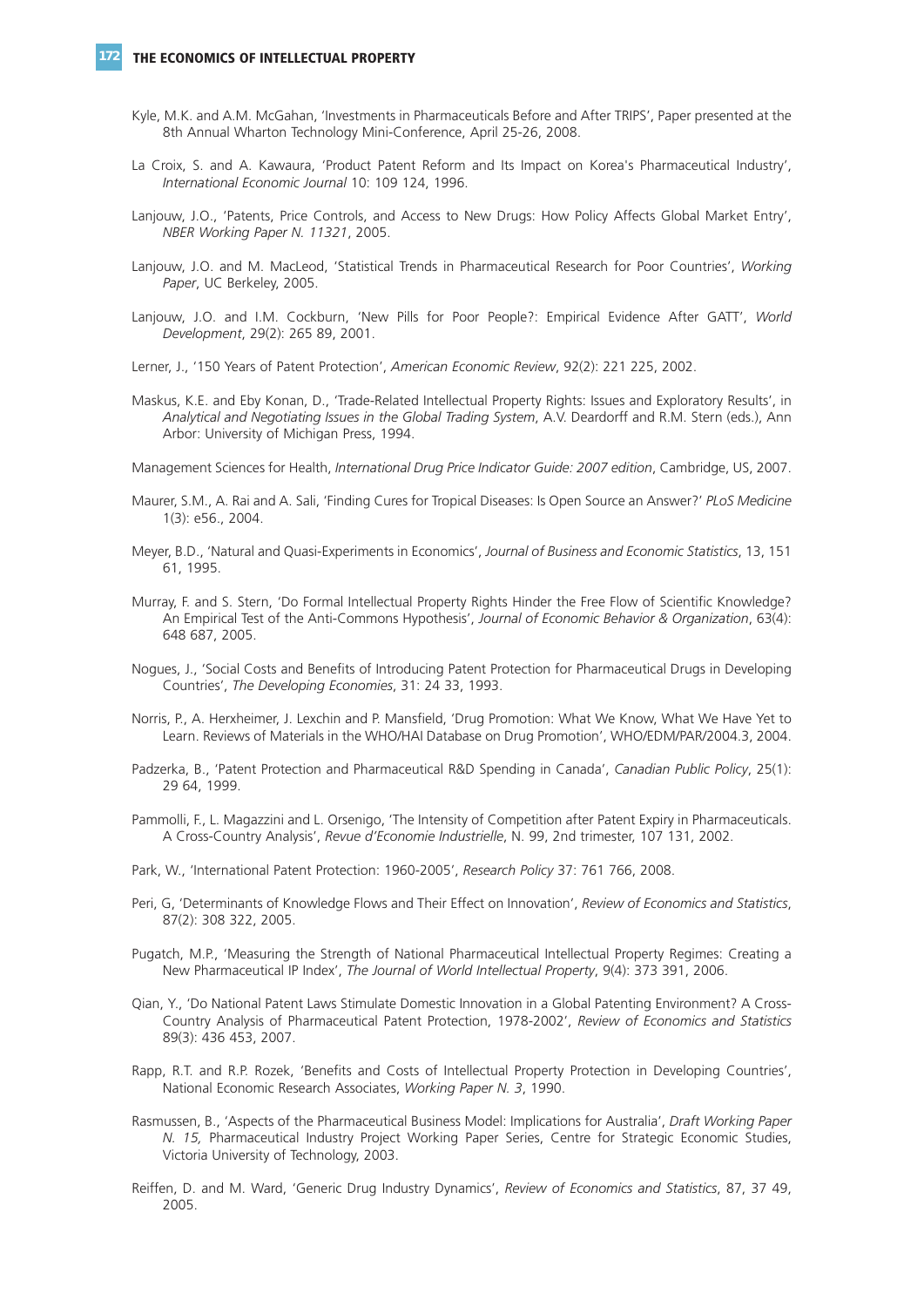Kyle, M.K. and A.M. McGahan, 'Investments in Pharmaceuticals Before and After TRIPS', Paper presented at the 8th Annual Wharton Technology Mini-Conference, April 25-26, 2008.

La Croix, S. and A. Kawaura, 'Product Patent Reform and Its Impact on Korea's Pharmaceutical Industry', *International Economic Journal* 10: 109 124, 1996.

Lanjouw, J.O., 'Patents, Price Controls, and Access to New Drugs: How Policy Affects Global Market Entry', *NBER Working Paper N. 11321*, 2005.

Lanjouw, J.O. and M. MacLeod, 'Statistical Trends in Pharmaceutical Research for Poor Countries', *Working Paper*, UC Berkeley, 2005.

Lanjouw, J.O. and I.M. Cockburn, 'New Pills for Poor People?: Empirical Evidence After GATT', *World Development*, 29(2): 265 89, 2001.

Lerner, J., '150 Years of Patent Protection', *American Economic Review*, 92(2): 221 225, 2002.

Maskus, K.E. and Eby Konan, D., 'Trade-Related Intellectual Property Rights: Issues and Exploratory Results', in *Analytical and Negotiating Issues in the Global Trading System*, A.V. Deardorff and R.M. Stern (eds.), Ann Arbor: University of Michigan Press, 1994.

Management Sciences for Health, *International Drug Price Indicator Guide: 2007 edition*, Cambridge, US, 2007.

Maurer, S.M., A. Rai and A. Sali, 'Finding Cures for Tropical Diseases: Is Open Source an Answer?' *PLoS Medicine* 1(3): e56., 2004.

Meyer, B.D., 'Natural and Quasi-Experiments in Economics', *Journal of Business and Economic Statistics*, 13, 151 61, 1995.

Murray, F. and S. Stern, 'Do Formal Intellectual Property Rights Hinder the Free Flow of Scientific Knowledge? An Empirical Test of the Anti-Commons Hypothesis', *Journal of Economic Behavior & Organization*, 63(4): 648 687, 2005.

Nogues, J., 'Social Costs and Benefits of Introducing Patent Protection for Pharmaceutical Drugs in Developing Countries', *The Developing Economies*, 31: 24 33, 1993.

Norris, P., A. Herxheimer, J. Lexchin and P. Mansfield, 'Drug Promotion: What We Know, What We Have Yet to Learn. Reviews of Materials in the WHO/HAI Database on Drug Promotion', WHO/EDM/PAR/2004.3, 2004.

Padzerka, B., 'Patent Protection and Pharmaceutical R&D Spending in Canada', *Canadian Public Policy*, 25(1): 29 64, 1999.

Pammolli, F., L. Magazzini and L. Orsenigo, 'The Intensity of Competition after Patent Expiry in Pharmaceuticals. A Cross-Country Analysis', *Revue d'Economie Industrielle*, N. 99, 2nd trimester, 107 131, 2002.

Park, W., 'International Patent Protection: 1960-2005', *Research Policy* 37: 761 766, 2008.

Peri, G, 'Determinants of Knowledge Flows and Their Effect on Innovation', *Review of Economics and Statistics*, 87(2): 308 322, 2005.

Pugatch, M.P., 'Measuring the Strength of National Pharmaceutical Intellectual Property Regimes: Creating a New Pharmaceutical IP Index', *The Journal of World Intellectual Property*, 9(4): 373 391, 2006.

Qian, Y., 'Do National Patent Laws Stimulate Domestic Innovation in a Global Patenting Environment? A Cross-Country Analysis of Pharmaceutical Patent Protection, 1978-2002', *Review of Economics and Statistics* 89(3): 436 453, 2007.

Rapp, R.T. and R.P. Rozek, 'Benefits and Costs of Intellectual Property Protection in Developing Countries', National Economic Research Associates, *Working Paper N. 3*, 1990.

Rasmussen, B., 'Aspects of the Pharmaceutical Business Model: Implications for Australia', *Draft Working Paper N. 15,* Pharmaceutical Industry Project Working Paper Series, Centre for Strategic Economic Studies, Victoria University of Technology, 2003.

Reiffen, D. and M. Ward, 'Generic Drug Industry Dynamics', *Review of Economics and Statistics*, 87, 37 49, 2005.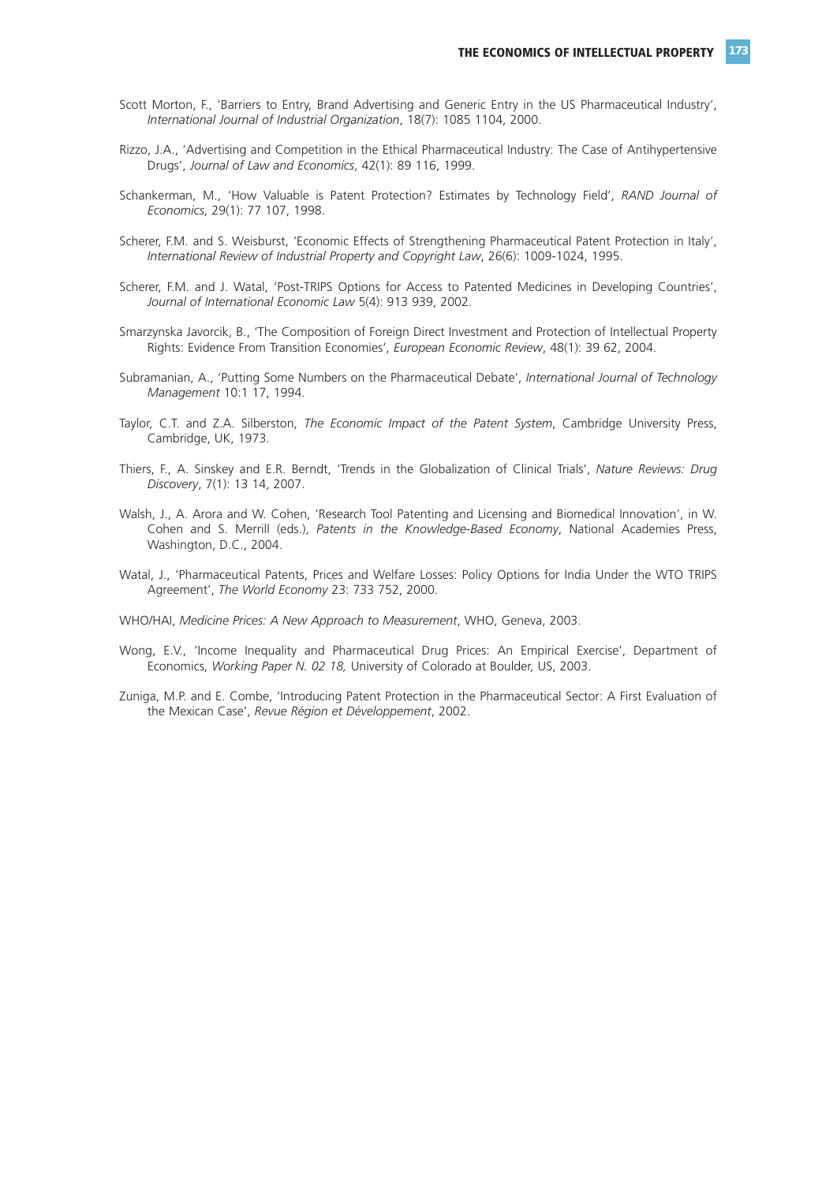Scott Morton, F., 'Barriers to Entry, Brand Advertising and Generic Entry in the US Pharmaceutical Industry', *International Journal of Industrial Organization*, 18(7): 1085 1104, 2000.

Rizzo, J.A., 'Advertising and Competition in the Ethical Pharmaceutical Industry: The Case of Antihypertensive Drugs', *Journal of Law and Economics*, 42(1): 89 116, 1999.

Schankerman, M., 'How Valuable is Patent Protection? Estimates by Technology Field', *RAND Journal of Economics*, 29(1): 77 107, 1998.

Scherer, F.M. and S. Weisburst, 'Economic Effects of Strengthening Pharmaceutical Patent Protection in Italy', *International Review of Industrial Property and Copyright Law*, 26(6): 1009-1024, 1995.

Scherer, F.M. and J. Watal, 'Post-TRIPS Options for Access to Patented Medicines in Developing Countries', *Journal of International Economic Law* 5(4): 913 939, 2002.

Smarzynska Javorcik, B., 'The Composition of Foreign Direct Investment and Protection of Intellectual Property Rights: Evidence From Transition Economies', *European Economic Review*, 48(1): 39 62, 2004.

Subramanian, A., 'Putting Some Numbers on the Pharmaceutical Debate', *International Journal of Technology Management* 10:1 17, 1994.

Taylor, C.T. and Z.A. Silberston, *The Economic Impact of the Patent System*, Cambridge University Press, Cambridge, UK, 1973.

Thiers, F., A. Sinskey and E.R. Berndt, 'Trends in the Globalization of Clinical Trials', *Nature Reviews: Drug Discovery*, 7(1): 13 14, 2007.

Walsh, J., A. Arora and W. Cohen, 'Research Tool Patenting and Licensing and Biomedical Innovation', in W. Cohen and S. Merrill (eds.), *Patents in the Knowledge-Based Economy*, National Academies Press, Washington, D.C., 2004.

Watal, J., 'Pharmaceutical Patents, Prices and Welfare Losses: Policy Options for India Under the WTO TRIPS Agreement', *The World Economy* 23: 733 752, 2000.

WHO/HAI, *Medicine Prices: A New Approach to Measurement*, WHO, Geneva, 2003.

Wong, E.V., 'Income Inequality and Pharmaceutical Drug Prices: An Empirical Exercise', Department of Economics, *Working Paper N. 02 18,* University of Colorado at Boulder, US, 2003.

Zuniga, M.P. and E. Combe, 'Introducing Patent Protection in the Pharmaceutical Sector: A First Evaluation of the Mexican Case', *Revue Région et Développement*, 2002.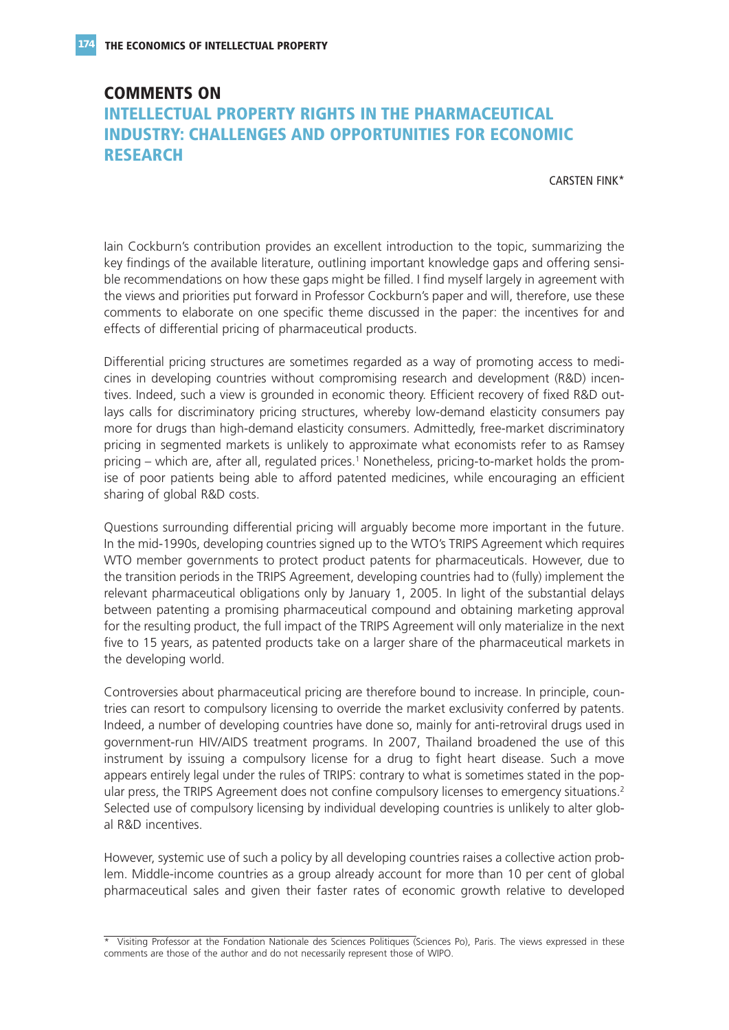# COMMENTS ON INTELLECTUAL PROPERTY RIGHTS IN THE PHARMACEUTICAL INDUSTRY: CHALLENGES AND OPPORTUNITIES FOR ECONOMIC RESEARCH

CARSTEN FINK*

Iain Cockburn's contribution provides an excellent introduction to the topic, summarizing the key findings of the available literature, outlining important knowledge gaps and offering sensible recommendations on how these gaps might be filled. I find myself largely in agreement with the views and priorities put forward in Professor Cockburn's paper and will, therefore, use these comments to elaborate on one specific theme discussed in the paper: the incentives for and effects of differential pricing of pharmaceutical products.

Differential pricing structures are sometimes regarded as a way of promoting access to medicines in developing countries without compromising research and development (R&D) incentives. Indeed, such a view is grounded in economic theory. Efficient recovery of fixed R&D outlays calls for discriminatory pricing structures, whereby low-demand elasticity consumers pay more for drugs than high-demand elasticity consumers. Admittedly, free-market discriminatory pricing in segmented markets is unlikely to approximate what economists refer to as Ramsey pricing – which are, after all, regulated prices.[1] Nonetheless, pricing-to-market holds the promise of poor patients being able to afford patented medicines, while encouraging an efficient sharing of global R&D costs.

Questions surrounding differential pricing will arguably become more important in the future. In the mid-1990s, developing countries signed up to the WTO's TRIPS Agreement which requires WTO member governments to protect product patents for pharmaceuticals. However, due to the transition periods in the TRIPS Agreement, developing countries had to (fully) implement the relevant pharmaceutical obligations only by January 1, 2005. In light of the substantial delays between patenting a promising pharmaceutical compound and obtaining marketing approval for the resulting product, the full impact of the TRIPS Agreement will only materialize in the next five to 15 years, as patented products take on a larger share of the pharmaceutical markets in the developing world.

Controversies about pharmaceutical pricing are therefore bound to increase. In principle, countries can resort to compulsory licensing to override the market exclusivity conferred by patents. Indeed, a number of developing countries have done so, mainly for anti-retroviral drugs used in government-run HIV/AIDS treatment programs. In 2007, Thailand broadened the use of this instrument by issuing a compulsory license for a drug to fight heart disease. Such a move appears entirely legal under the rules of TRIPS: contrary to what is sometimes stated in the popular press, the TRIPS Agreement does not confine compulsory licenses to emergency situations.[2] Selected use of compulsory licensing by individual developing countries is unlikely to alter global R&D incentives.

However, systemic use of such a policy by all developing countries raises a collective action problem. Middle-income countries as a group already account for more than 10 per cent of global pharmaceutical sales and given their faster rates of economic growth relative to developed

---

\* Visiting Professor at the Fondation Nationale des Sciences Politiques (Sciences Po), Paris. The views expressed in these comments are those of the author and do not necessarily represent those of WIPO.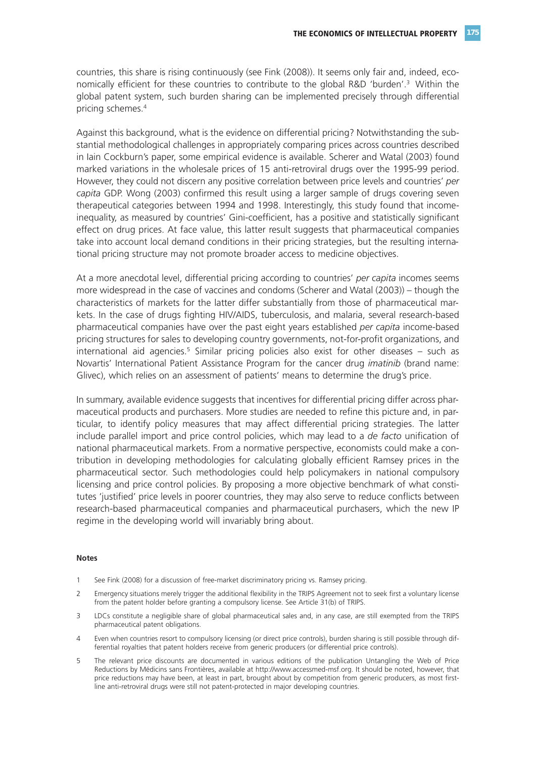countries, this share is rising continuously (see Fink (2008)). It seems only fair and, indeed, economically efficient for these countries to contribute to the global R&D 'burden'.[3] Within the global patent system, such burden sharing can be implemented precisely through differential pricing schemes.[4]

Against this background, what is the evidence on differential pricing? Notwithstanding the substantial methodological challenges in appropriately comparing prices across countries described in Iain Cockburn's paper, some empirical evidence is available. Scherer and Watal (2003) found marked variations in the wholesale prices of 15 anti-retroviral drugs over the 1995-99 period. However, they could not discern any positive correlation between price levels and countries' *per capita* GDP. Wong (2003) confirmed this result using a larger sample of drugs covering seven therapeutical categories between 1994 and 1998. Interestingly, this study found that income-inequality, as measured by countries' Gini-coefficient, has a positive and statistically significant effect on drug prices. At face value, this latter result suggests that pharmaceutical companies take into account local demand conditions in their pricing strategies, but the resulting international pricing structure may not promote broader access to medicine objectives.

At a more anecdotal level, differential pricing according to countries' *per capita* incomes seems more widespread in the case of vaccines and condoms (Scherer and Watal (2003)) – though the characteristics of markets for the latter differ substantially from those of pharmaceutical markets. In the case of drugs fighting HIV/AIDS, tuberculosis, and malaria, several research-based pharmaceutical companies have over the past eight years established *per capita* income-based pricing structures for sales to developing country governments, not-for-profit organizations, and international aid agencies.[5] Similar pricing policies also exist for other diseases – such as Novartis' International Patient Assistance Program for the cancer drug *imatinib* (brand name: Glivec), which relies on an assessment of patients' means to determine the drug's price.

In summary, available evidence suggests that incentives for differential pricing differ across pharmaceutical products and purchasers. More studies are needed to refine this picture and, in particular, to identify policy measures that may affect differential pricing strategies. The latter include parallel import and price control policies, which may lead to a *de facto* unification of national pharmaceutical markets. From a normative perspective, economists could make a contribution in developing methodologies for calculating globally efficient Ramsey prices in the pharmaceutical sector. Such methodologies could help policymakers in national compulsory licensing and price control policies. By proposing a more objective benchmark of what constitutes 'justified' price levels in poorer countries, they may also serve to reduce conflicts between research-based pharmaceutical companies and pharmaceutical purchasers, which the new IP regime in the developing world will invariably bring about.

**Notes**

1. See Fink (2008) for a discussion of free-market discriminatory pricing vs. Ramsey pricing.
2. Emergency situations merely trigger the additional flexibility in the TRIPS Agreement not to seek first a voluntary license from the patent holder before granting a compulsory license. See Article 31(b) of TRIPS.
3. LDCs constitute a negligible share of global pharmaceutical sales and, in any case, are still exempted from the TRIPS pharmaceutical patent obligations.
4. Even when countries resort to compulsory licensing (or direct price controls), burden sharing is still possible through differential royalties that patent holders receive from generic producers (or differential price controls).
5. The relevant price discounts are documented in various editions of the publication Untangling the Web of Price Reductions by Médicins sans Frontières, available at http://www.accessmed-msf.org. It should be noted, however, that price reductions may have been, at least in part, brought about by competition from generic producers, as most first-line anti-retroviral drugs were still not patent-protected in major developing countries.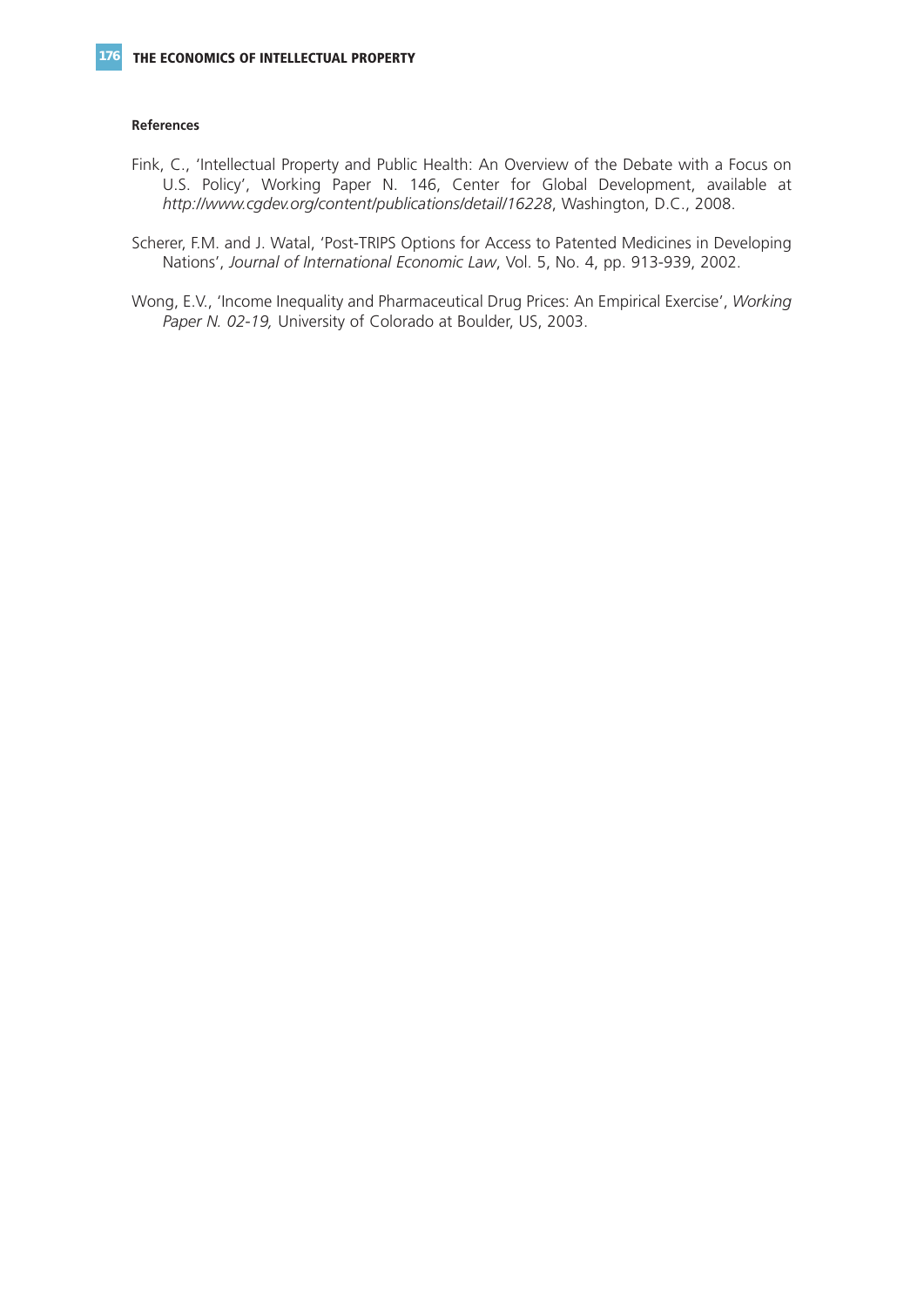#### References

Fink, C., 'Intellectual Property and Public Health: An Overview of the Debate with a Focus on U.S. Policy', Working Paper N. 146, Center for Global Development, available at *http://www.cgdev.org/content/publications/detail/16228*, Washington, D.C., 2008.

Scherer, F.M. and J. Watal, 'Post-TRIPS Options for Access to Patented Medicines in Developing Nations', *Journal of International Economic Law*, Vol. 5, No. 4, pp. 913-939, 2002.

Wong, E.V., 'Income Inequality and Pharmaceutical Drug Prices: An Empirical Exercise', *Working Paper N. 02-19,* University of Colorado at Boulder, US, 2003.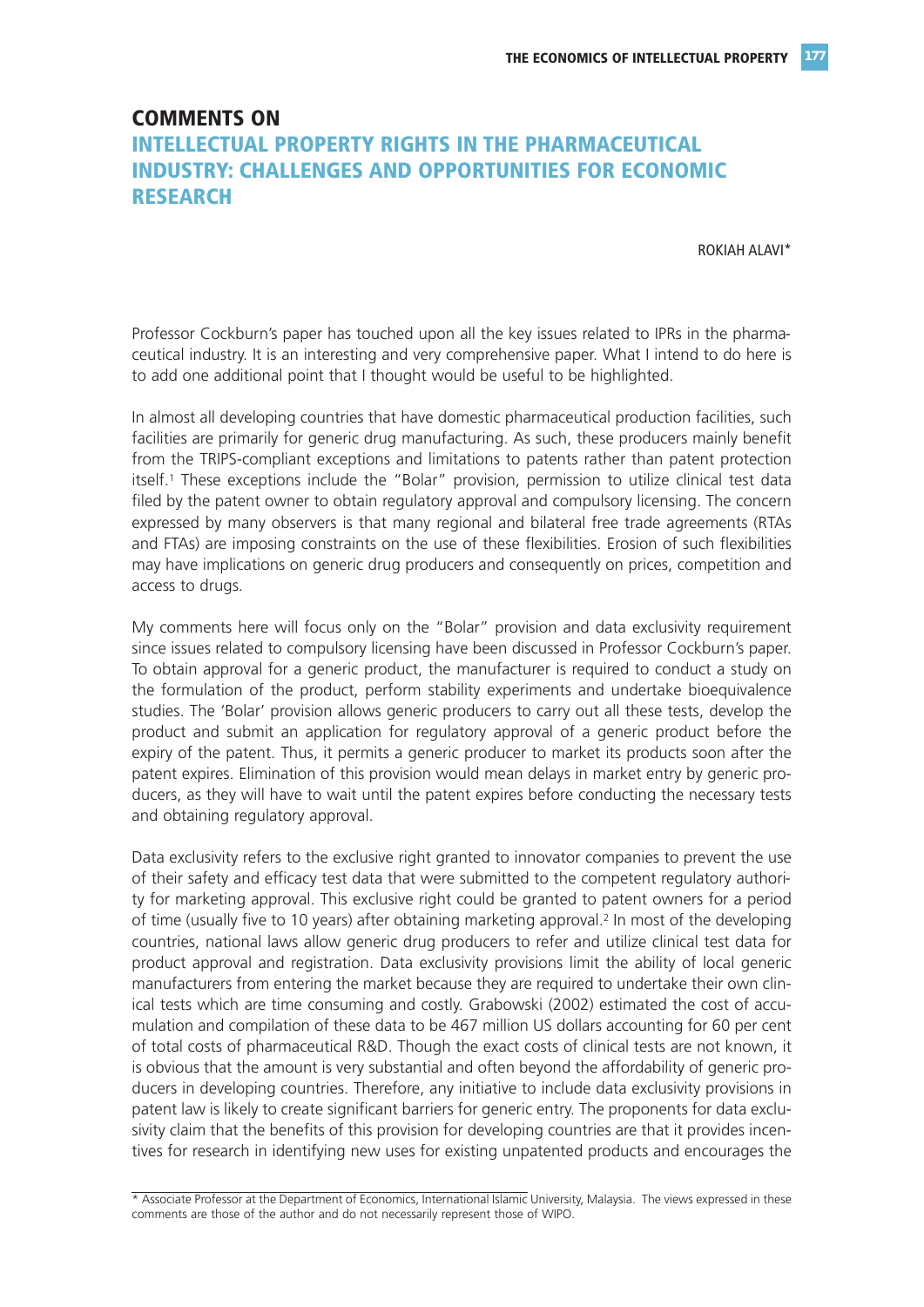## COMMENTS ON

## INTELLECTUAL PROPERTY RIGHTS IN THE PHARMACEUTICAL INDUSTRY: CHALLENGES AND OPPORTUNITIES FOR ECONOMIC RESEARCH

ROKIAH ALAVI*

Professor Cockburn's paper has touched upon all the key issues related to IPRs in the pharmaceutical industry. It is an interesting and very comprehensive paper. What I intend to do here is to add one additional point that I thought would be useful to be highlighted.

In almost all developing countries that have domestic pharmaceutical production facilities, such facilities are primarily for generic drug manufacturing. As such, these producers mainly benefit from the TRIPS-compliant exceptions and limitations to patents rather than patent protection itself.[1] These exceptions include the "Bolar" provision, permission to utilize clinical test data filed by the patent owner to obtain regulatory approval and compulsory licensing. The concern expressed by many observers is that many regional and bilateral free trade agreements (RTAs and FTAs) are imposing constraints on the use of these flexibilities. Erosion of such flexibilities may have implications on generic drug producers and consequently on prices, competition and access to drugs.

My comments here will focus only on the "Bolar" provision and data exclusivity requirement since issues related to compulsory licensing have been discussed in Professor Cockburn's paper. To obtain approval for a generic product, the manufacturer is required to conduct a study on the formulation of the product, perform stability experiments and undertake bioequivalence studies. The 'Bolar' provision allows generic producers to carry out all these tests, develop the product and submit an application for regulatory approval of a generic product before the expiry of the patent. Thus, it permits a generic producer to market its products soon after the patent expires. Elimination of this provision would mean delays in market entry by generic producers, as they will have to wait until the patent expires before conducting the necessary tests and obtaining regulatory approval.

Data exclusivity refers to the exclusive right granted to innovator companies to prevent the use of their safety and efficacy test data that were submitted to the competent regulatory authority for marketing approval. This exclusive right could be granted to patent owners for a period of time (usually five to 10 years) after obtaining marketing approval.[2] In most of the developing countries, national laws allow generic drug producers to refer and utilize clinical test data for product approval and registration. Data exclusivity provisions limit the ability of local generic manufacturers from entering the market because they are required to undertake their own clinical tests which are time consuming and costly. Grabowski (2002) estimated the cost of accumulation and compilation of these data to be 467 million US dollars accounting for 60 per cent of total costs of pharmaceutical R&D. Though the exact costs of clinical tests are not known, it is obvious that the amount is very substantial and often beyond the affordability of generic producers in developing countries. Therefore, any initiative to include data exclusivity provisions in patent law is likely to create significant barriers for generic entry. The proponents for data exclusivity claim that the benefits of this provision for developing countries are that it provides incentives for research in identifying new uses for existing unpatented products and encourages the

---

\* Associate Professor at the Department of Economics, International Islamic University, Malaysia. The views expressed in these comments are those of the author and do not necessarily represent those of WIPO.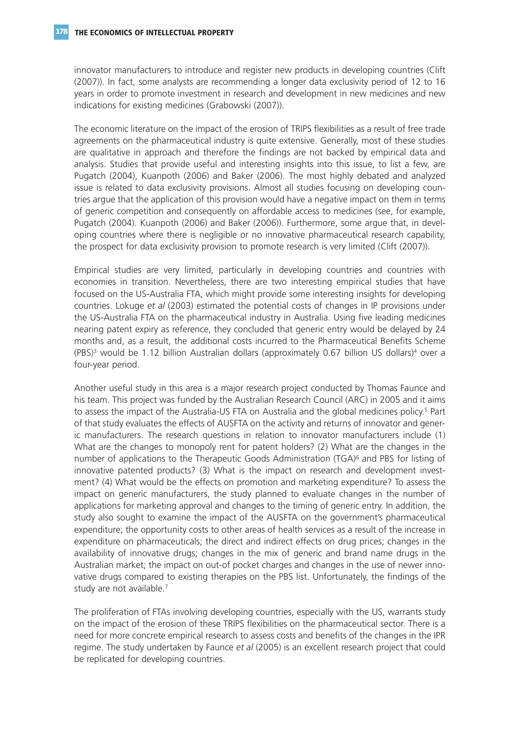innovator manufacturers to introduce and register new products in developing countries (Clift (2007)). In fact, some analysts are recommending a longer data exclusivity period of 12 to 16 years in order to promote investment in research and development in new medicines and new indications for existing medicines (Grabowski (2007)).

The economic literature on the impact of the erosion of TRIPS flexibilities as a result of free trade agreements on the pharmaceutical industry is quite extensive. Generally, most of these studies are qualitative in approach and therefore the findings are not backed by empirical data and analysis. Studies that provide useful and interesting insights into this issue, to list a few, are Pugatch (2004), Kuanpoth (2006) and Baker (2006). The most highly debated and analyzed issue is related to data exclusivity provisions. Almost all studies focusing on developing countries argue that the application of this provision would have a negative impact on them in terms of generic competition and consequently on affordable access to medicines (see, for example, Pugatch (2004). Kuanpoth (2006) and Baker (2006)). Furthermore, some argue that, in developing countries where there is negligible or no innovative pharmaceutical research capability, the prospect for data exclusivity provision to promote research is very limited (Clift (2007)).

Empirical studies are very limited, particularly in developing countries and countries with economies in transition. Nevertheless, there are two interesting empirical studies that have focused on the US-Australia FTA, which might provide some interesting insights for developing countries. Lokuge *et al* (2003) estimated the potential costs of changes in IP provisions under the US-Australia FTA on the pharmaceutical industry in Australia. Using five leading medicines nearing patent expiry as reference, they concluded that generic entry would be delayed by 24 months and, as a result, the additional costs incurred to the Pharmaceutical Benefits Scheme (PBS)[3] would be 1.12 billion Australian dollars (approximately 0.67 billion US dollars)[4] over a four-year period.

Another useful study in this area is a major research project conducted by Thomas Faunce and his team. This project was funded by the Australian Research Council (ARC) in 2005 and it aims to assess the impact of the Australia-US FTA on Australia and the global medicines policy.[5] Part of that study evaluates the effects of AUSFTA on the activity and returns of innovator and generic manufacturers. The research questions in relation to innovator manufacturers include (1) What are the changes to monopoly rent for patent holders? (2) What are the changes in the number of applications to the Therapeutic Goods Administration (TGA)[6] and PBS for listing of innovative patented products? (3) What is the impact on research and development investment? (4) What would be the effects on promotion and marketing expenditure? To assess the impact on generic manufacturers, the study planned to evaluate changes in the number of applications for marketing approval and changes to the timing of generic entry. In addition, the study also sought to examine the impact of the AUSFTA on the government's pharmaceutical expenditure; the opportunity costs to other areas of health services as a result of the increase in expenditure on pharmaceuticals; the direct and indirect effects on drug prices; changes in the availability of innovative drugs; changes in the mix of generic and brand name drugs in the Australian market; the impact on out-of pocket charges and changes in the use of newer innovative drugs compared to existing therapies on the PBS list. Unfortunately, the findings of the study are not available.[7]

The proliferation of FTAs involving developing countries, especially with the US, warrants study on the impact of the erosion of these TRIPS flexibilities on the pharmaceutical sector. There is a need for more concrete empirical research to assess costs and benefits of the changes in the IPR regime. The study undertaken by Faunce *et al* (2005) is an excellent research project that could be replicated for developing countries.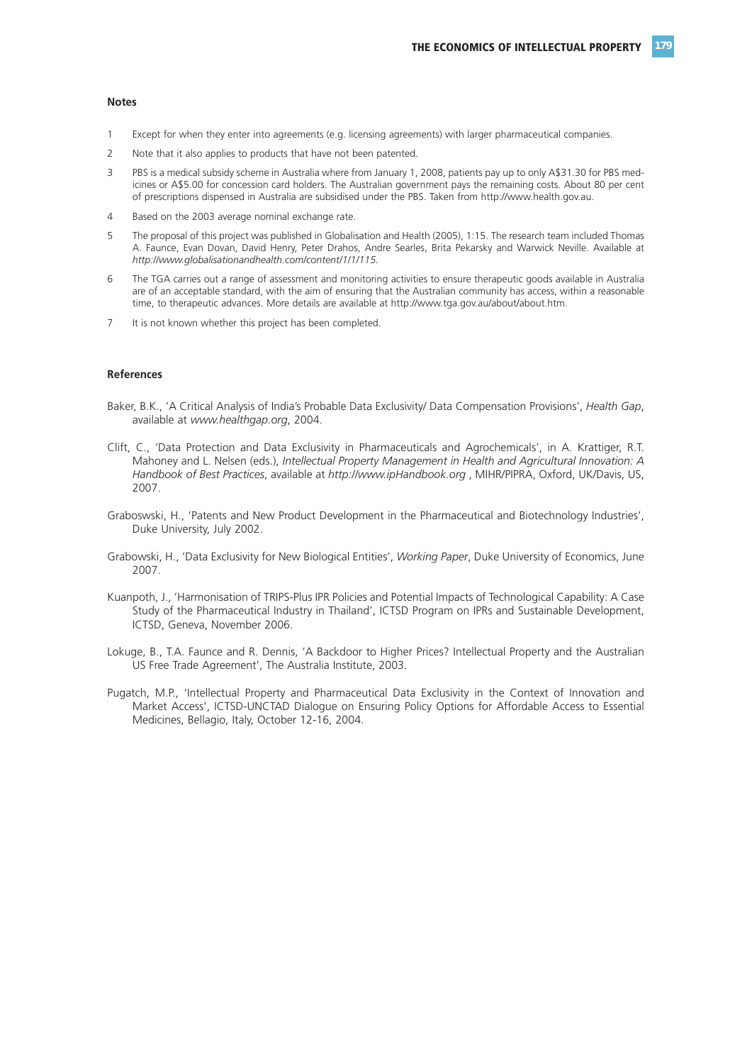### Notes

1. Except for when they enter into agreements (e.g. licensing agreements) with larger pharmaceutical companies.
2. Note that it also applies to products that have not been patented.
3. PBS is a medical subsidy scheme in Australia where from January 1, 2008, patients pay up to only A$31.30 for PBS medicines or A$5.00 for concession card holders. The Australian government pays the remaining costs. About 80 per cent of prescriptions dispensed in Australia are subsidised under the PBS. Taken from http://www.health.gov.au.
4. Based on the 2003 average nominal exchange rate.
5. The proposal of this project was published in Globalisation and Health (2005), 1:15. The research team included Thomas A. Faunce, Evan Dovan, David Henry, Peter Drahos, Andre Searles, Brita Pekarsky and Warwick Neville. Available at *http://www.globalisationandhealth.com/content/1/1/115.*
6. The TGA carries out a range of assessment and monitoring activities to ensure therapeutic goods available in Australia are of an acceptable standard, with the aim of ensuring that the Australian community has access, within a reasonable time, to therapeutic advances. More details are available at http://www.tga.gov.au/about/about.htm.
7. It is not known whether this project has been completed.

### References

Baker, B.K., 'A Critical Analysis of India's Probable Data Exclusivity/ Data Compensation Provisions', *Health Gap*, available at *www.healthgap.org*, 2004.

Clift, C., 'Data Protection and Data Exclusivity in Pharmaceuticals and Agrochemicals', in A. Krattiger, R.T. Mahoney and L. Nelsen (eds.), *Intellectual Property Management in Health and Agricultural Innovation: A Handbook of Best Practices*, available at *http://www.ipHandbook.org* , MIHR/PIPRA, Oxford, UK/Davis, US, 2007.

Graboswski, H., 'Patents and New Product Development in the Pharmaceutical and Biotechnology Industries', Duke University, July 2002.

Grabowski, H., 'Data Exclusivity for New Biological Entities', *Working Paper*, Duke University of Economics, June 2007.

Kuanpoth, J., 'Harmonisation of TRIPS-Plus IPR Policies and Potential Impacts of Technological Capability: A Case Study of the Pharmaceutical Industry in Thailand', ICTSD Program on IPRs and Sustainable Development, ICTSD, Geneva, November 2006.

Lokuge, B., T.A. Faunce and R. Dennis, 'A Backdoor to Higher Prices? Intellectual Property and the Australian US Free Trade Agreement', The Australia Institute, 2003.

Pugatch, M.P., 'Intellectual Property and Pharmaceutical Data Exclusivity in the Context of Innovation and Market Access', ICTSD-UNCTAD Dialogue on Ensuring Policy Options for Affordable Access to Essential Medicines, Bellagio, Italy, October 12-16, 2004.